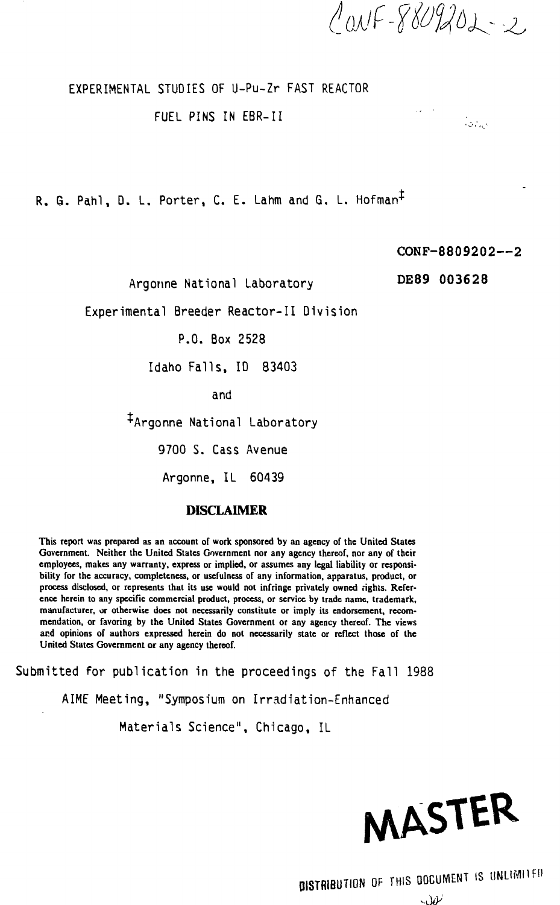CONF-8809202--2

# EXPERIMENTAL STUDIES OF U-Pu-Zr FAST REACTOR FUEL PINS IN EBR-II

R. G. Pahl, D. L. Porter, C. E. Lahm and G. L. Hofman[‡]

CONF-8809202--2

DE89 003628

Argonne National Laboratory

Experimental Breeder Reactor-II Division

P.O. Box 2528

Idaho Falls, ID 83403

and

[‡]Argonne National Laboratory

9700 S. Cass Avenue

Argonne, IL 60439

**DISCLAIMER**

This report was prepared as an account of work sponsored by an agency of the United States Government. Neither the United States Government nor any agency thereof, nor any of their employees, makes any warranty, express or implied, or assumes any legal liability or responsibility for the accuracy, completeness, or usefulness of any information, apparatus, product, or process disclosed, or represents that its use would not infringe privately owned rights. Reference herein to any specific commercial product, process, or service by trade name, trademark, manufacturer, or otherwise does not necessarily constitute or imply its endorsement, recommendation, or favoring by the United States Government or any agency thereof. The views and opinions of authors expressed herein do not necessarily state or reflect those of the United States Government or any agency thereof.

Submitted for publication in the proceedings of the Fall 1988 AIME Meeting, "Symposium on Irradiation-Enhanced Materials Science", Chicago, IL

MASTER

DISTRIBUTION OF THIS DOCUMENT IS UNLIMITED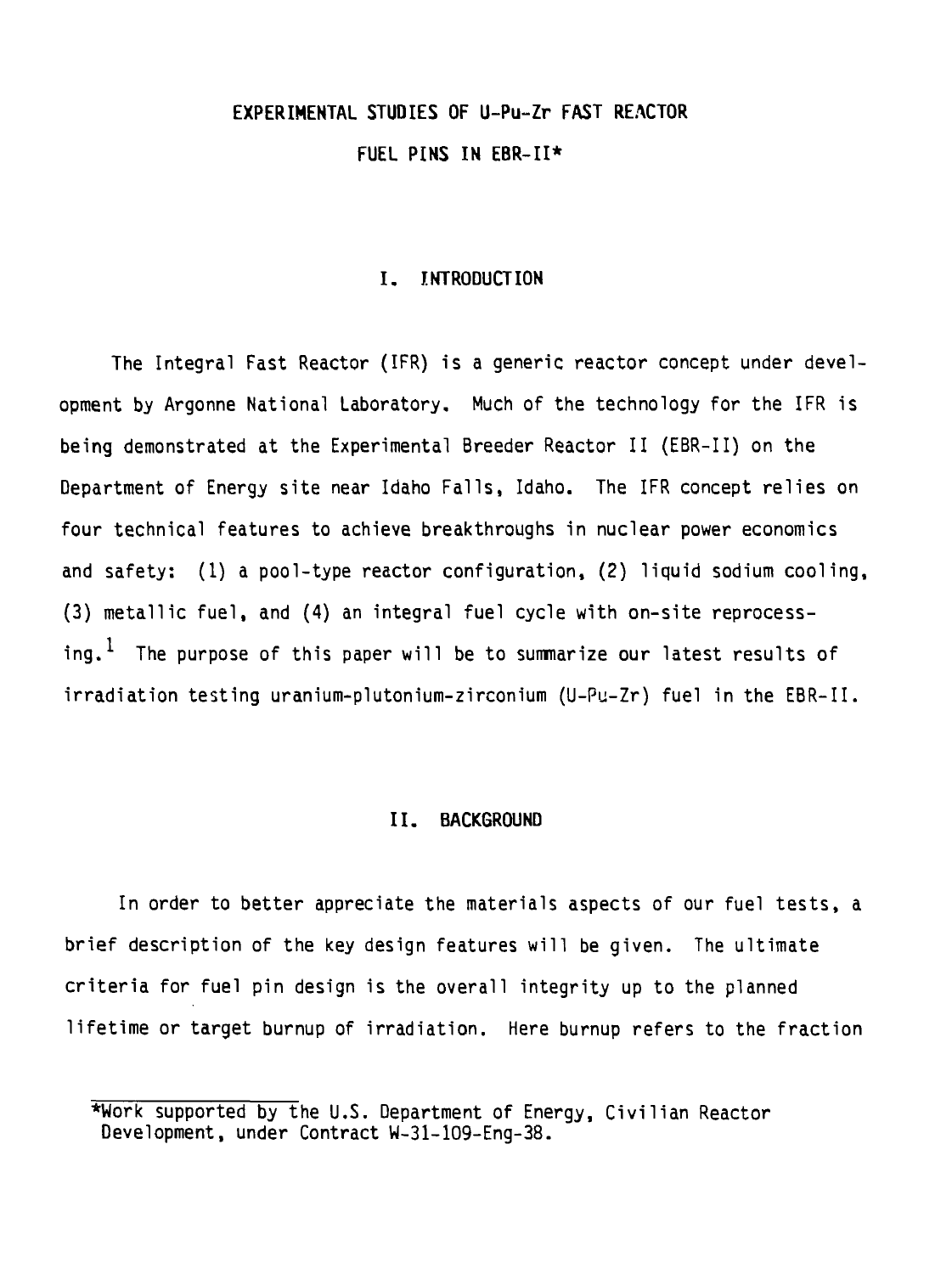# EXPERIMENTAL STUDIES OF U-Pu-Zr FAST REACTOR FUEL PINS IN EBR-II*

## I. INTRODUCTION

The Integral Fast Reactor (IFR) is a generic reactor concept under development by Argonne National Laboratory. Much of the technology for the IFR is being demonstrated at the Experimental Breeder Reactor II (EBR-II) on the Department of Energy site near Idaho Falls, Idaho. The IFR concept relies on four technical features to achieve breakthroughs in nuclear power economics and safety: (1) a pool-type reactor configuration, (2) liquid sodium cooling, (3) metallic fuel, and (4) an integral fuel cycle with on-site reprocessing.[1] The purpose of this paper will be to summarize our latest results of irradiation testing uranium-plutonium-zirconium (U-Pu-Zr) fuel in the EBR-II.

## II. BACKGROUND

In order to better appreciate the materials aspects of our fuel tests, a brief description of the key design features will be given. The ultimate criteria for fuel pin design is the overall integrity up to the planned lifetime or target burnup of irradiation. Here burnup refers to the fraction

---

*Work supported by the U.S. Department of Energy, Civilian Reactor Development, under Contract W-31-109-Eng-38.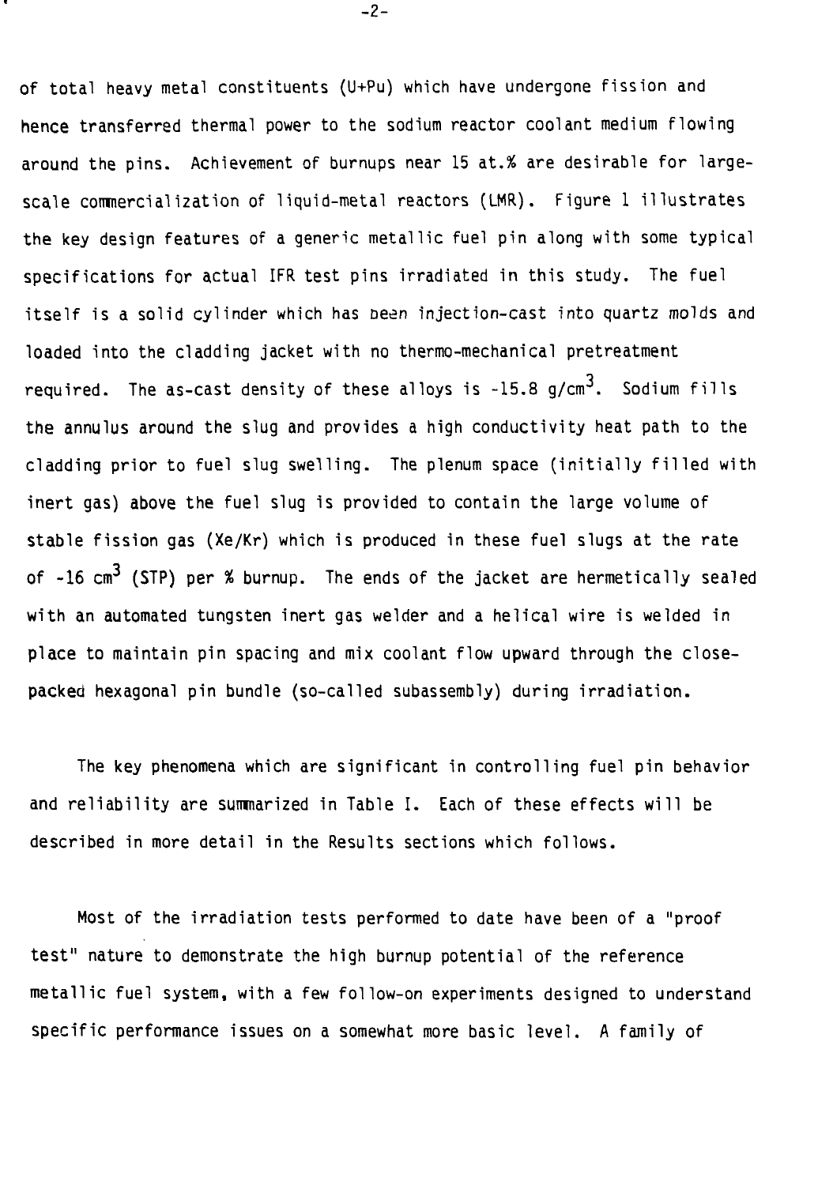of total heavy metal constituents (U+Pu) which have undergone fission and hence transferred thermal power to the sodium reactor coolant medium flowing around the pins. Achievement of burnups near 15 at.% are desirable for large-scale commercialization of liquid-metal reactors (LMR). Figure 1 illustrates the key design features of a generic metallic fuel pin along with some typical specifications for actual IFR test pins irradiated in this study. The fuel itself is a solid cylinder which has been injection-cast into quartz molds and loaded into the cladding jacket with no thermo-mechanical pretreatment required. The as-cast density of these alloys is ~15.8 g/cm$^3$. Sodium fills the annulus around the slug and provides a high conductivity heat path to the cladding prior to fuel slug swelling. The plenum space (initially filled with inert gas) above the fuel slug is provided to contain the large volume of stable fission gas (Xe/Kr) which is produced in these fuel slugs at the rate of ~16 cm$^3$ (STP) per % burnup. The ends of the jacket are hermetically sealed with an automated tungsten inert gas welder and a helical wire is welded in place to maintain pin spacing and mix coolant flow upward through the close-packed hexagonal pin bundle (so-called subassembly) during irradiation.

The key phenomena which are significant in controlling fuel pin behavior and reliability are summarized in Table I. Each of these effects will be described in more detail in the Results sections which follows.

Most of the irradiation tests performed to date have been of a "proof test" nature to demonstrate the high burnup potential of the reference metallic fuel system, with a few follow-on experiments designed to understand specific performance issues on a somewhat more basic level. A family of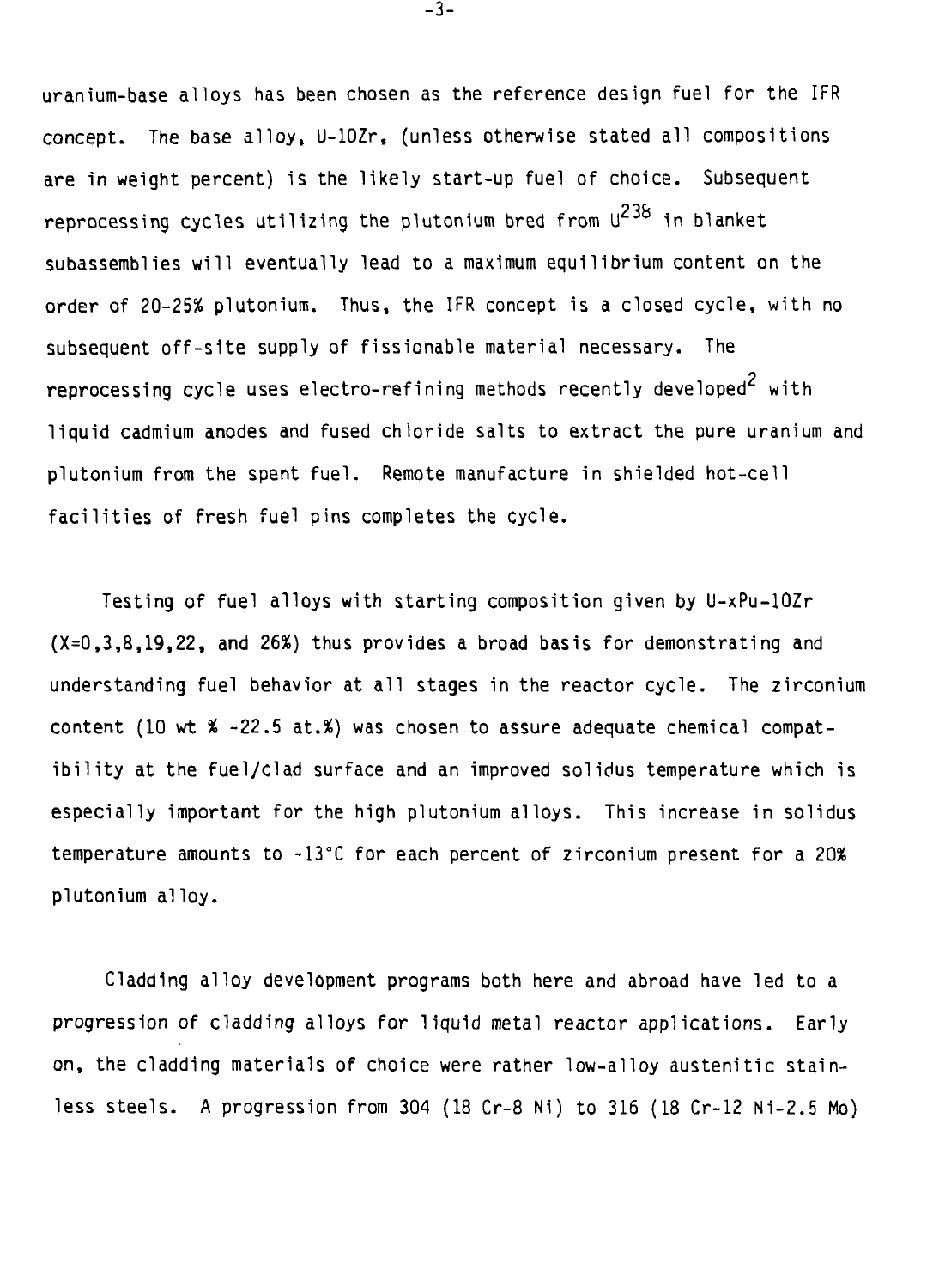uranium-base alloys has been chosen as the reference design fuel for the IFR concept. The base alloy, U-10Zr, (unless otherwise stated all compositions are in weight percent) is the likely start-up fuel of choice. Subsequent reprocessing cycles utilizing the plutonium bred from $U^{238}$ in blanket subassemblies will eventually lead to a maximum equilibrium content on the order of 20-25% plutonium. Thus, the IFR concept is a closed cycle, with no subsequent off-site supply of fissionable material necessary. The reprocessing cycle uses electro-refining methods recently developed[2] with liquid cadmium anodes and fused chloride salts to extract the pure uranium and plutonium from the spent fuel. Remote manufacture in shielded hot-cell facilities of fresh fuel pins completes the cycle.

Testing of fuel alloys with starting composition given by U-xPu-10Zr (X=0,3,8,19,22, and 26%) thus provides a broad basis for demonstrating and understanding fuel behavior at all stages in the reactor cycle. The zirconium content (10 wt % ~22.5 at.%) was chosen to assure adequate chemical compatibility at the fuel/clad surface and an improved solidus temperature which is especially important for the high plutonium alloys. This increase in solidus temperature amounts to ~13°C for each percent of zirconium present for a 20% plutonium alloy.

Cladding alloy development programs both here and abroad have led to a progression of cladding alloys for liquid metal reactor applications. Early on, the cladding materials of choice were rather low-alloy austenitic stainless steels. A progression from 304 (18 Cr-8 Ni) to 316 (18 Cr-12 Ni-2.5 Mo)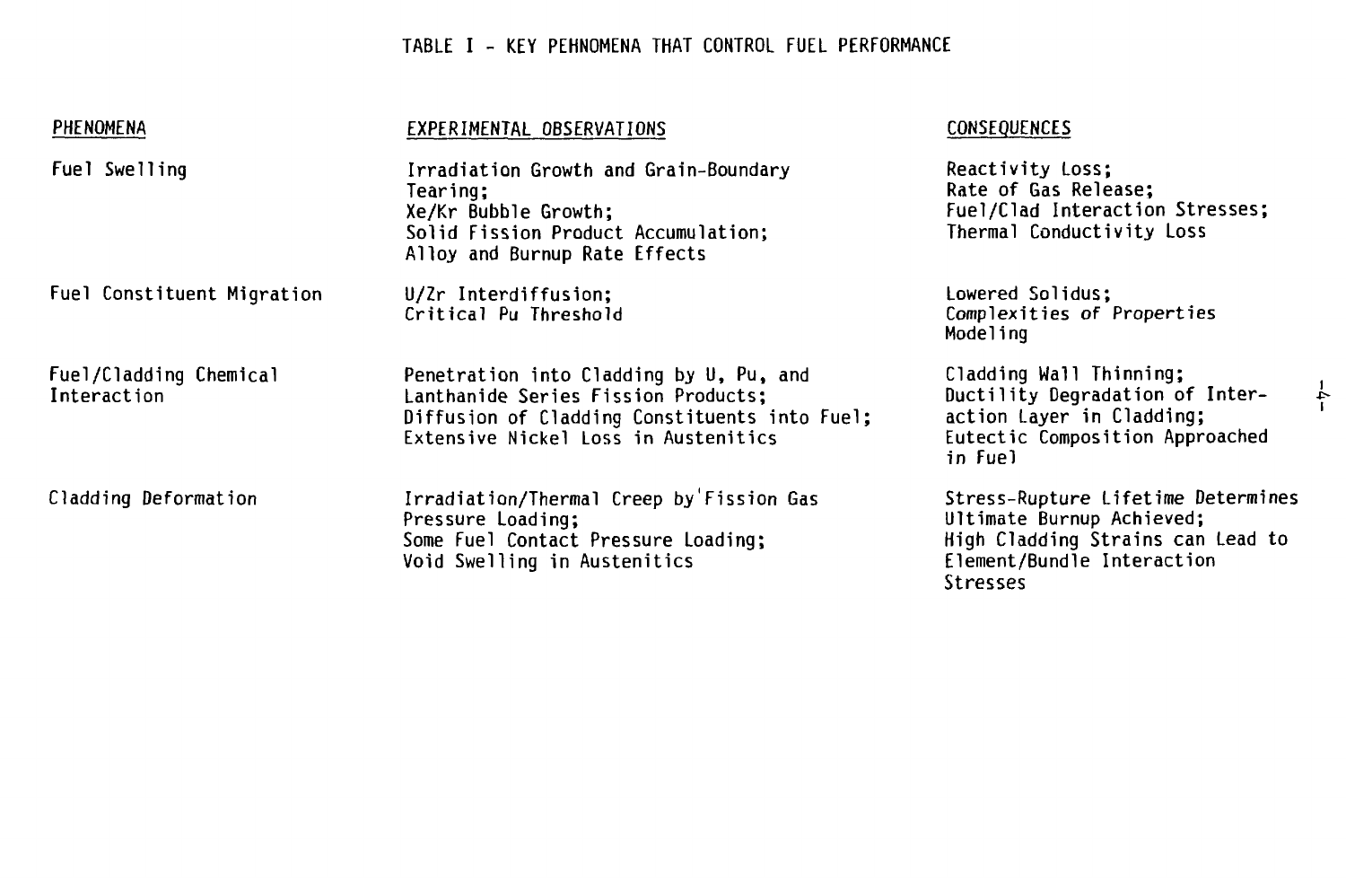TABLE I - KEY PEHNOMENA THAT CONTROL FUEL PERFORMANCE

| PHENOMENA | EXPERIMENTAL OBSERVATIONS | CONSEQUENCES |
| --- | --- | --- |
| Fuel Swelling | Irradiation Growth and Grain-Boundary Tearing; Xe/Kr Bubble Growth; Solid Fission Product Accumulation; Alloy and Burnup Rate Effects | Reactivity Loss; Rate of Gas Release; Fuel/Clad Interaction Stresses; Thermal Conductivity Loss |
| Fuel Constituent Migration | U/Zr Interdiffusion; Critical Pu Threshold | Lowered Solidus; Complexities of Properties Modeling |
| Fuel/Cladding Chemical Interaction | Penetration into Cladding by U, Pu, and Lanthanide Series Fission Products; Diffusion of Cladding Constituents into Fuel; Extensive Nickel Loss in Austenitics | Cladding Wall Thinning; Ductility Degradation of Interaction Layer in Cladding; Eutectic Composition Approached in Fuel |
| Cladding Deformation | Irradiation/Thermal Creep by Fission Gas Pressure Loading; Some Fuel Contact Pressure Loading; Void Swelling in Austenitics | Stress-Rupture Lifetime Determines Ultimate Burnup Achieved; High Cladding Strains can Lead to Element/Bundle Interaction Stresses |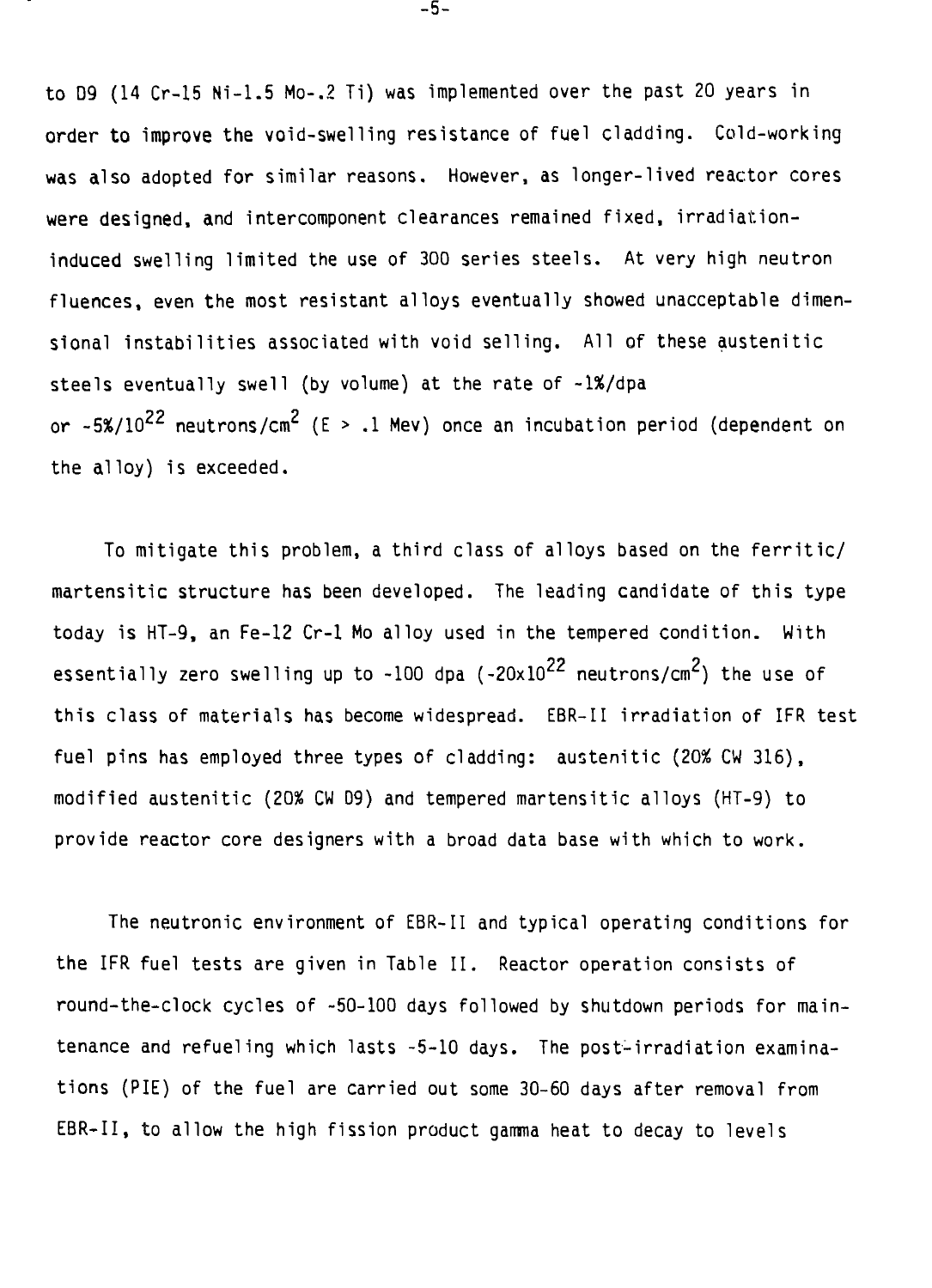to D9 (14 Cr-15 Ni-1.5 Mo-.2 Ti) was implemented over the past 20 years in order to improve the void-swelling resistance of fuel cladding. Cold-working was also adopted for similar reasons. However, as longer-lived reactor cores were designed, and intercomponent clearances remained fixed, irradiation-induced swelling limited the use of 300 series steels. At very high neutron fluences, even the most resistant alloys eventually showed unacceptable dimensional instabilities associated with void selling. All of these austenitic steels eventually swell (by volume) at the rate of ~1%/dpa or ~5%/$10^{22}$ neutrons/$cm^2$ (E > .1 Mev) once an incubation period (dependent on the alloy) is exceeded.

To mitigate this problem, a third class of alloys based on the ferritic/martensitic structure has been developed. The leading candidate of this type today is HT-9, an Fe-12 Cr-1 Mo alloy used in the tempered condition. With essentially zero swelling up to ~100 dpa (~$20 \times 10^{22}$ neutrons/$cm^2$) the use of this class of materials has become widespread. EBR-II irradiation of IFR test fuel pins has employed three types of cladding: austenitic (20% CW 316), modified austenitic (20% CW D9) and tempered martensitic alloys (HT-9) to provide reactor core designers with a broad data base with which to work.

The neutronic environment of EBR-II and typical operating conditions for the IFR fuel tests are given in Table II. Reactor operation consists of round-the-clock cycles of ~50-100 days followed by shutdown periods for maintenance and refueling which lasts ~5-10 days. The post-irradiation examinations (PIE) of the fuel are carried out some 30-60 days after removal from EBR-II, to allow the high fission product gamma heat to decay to levels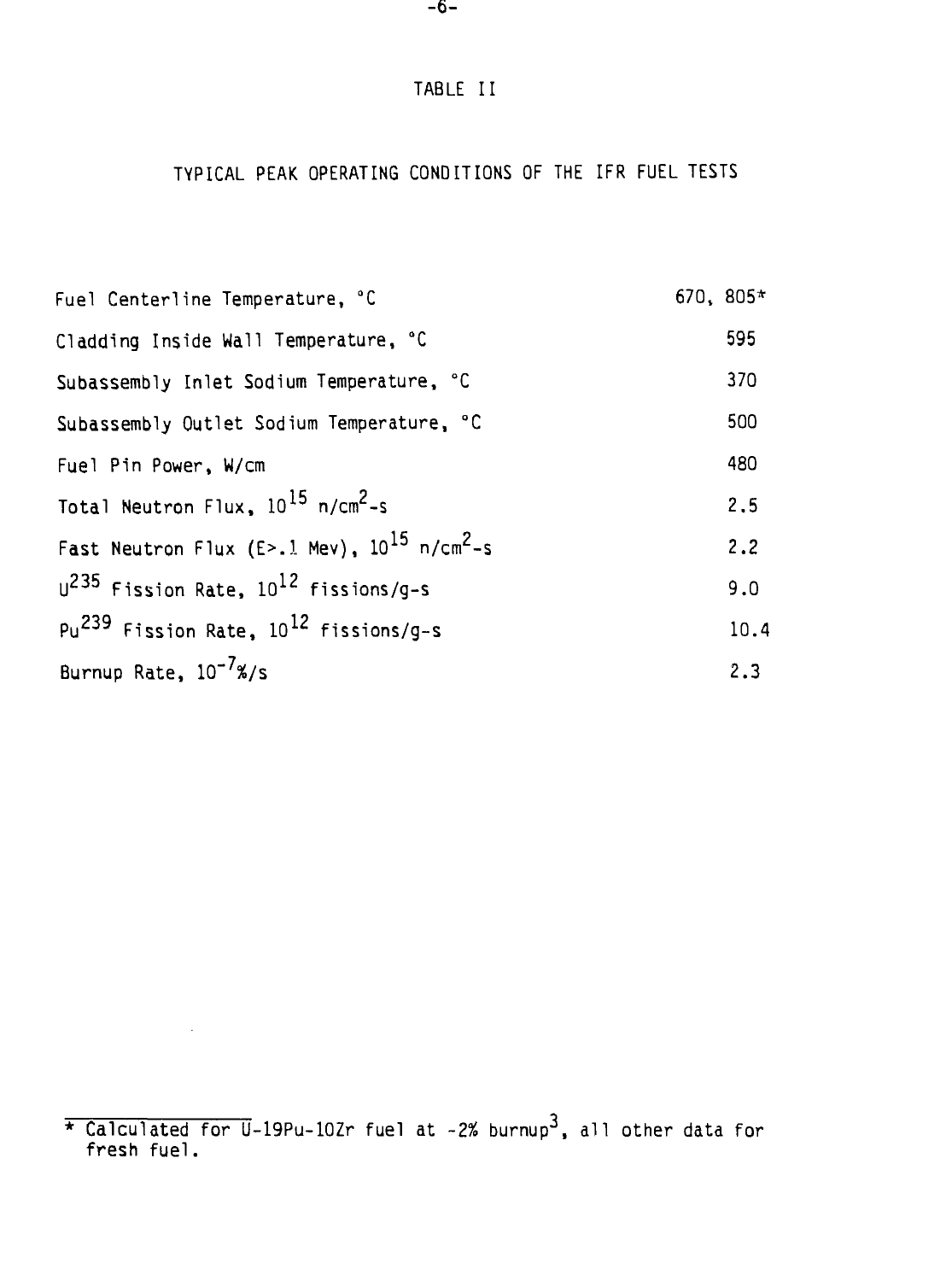# TABLE II

## TYPICAL PEAK OPERATING CONDITIONS OF THE IFR FUEL TESTS

| Parameter | Value |
|---|---|
| Fuel Centerline Temperature, °C | 670, 805* |
| Cladding Inside Wall Temperature, °C | 595 |
| Subassembly Inlet Sodium Temperature, °C | 370 |
| Subassembly Outlet Sodium Temperature, °C | 500 |
| Fuel Pin Power, W/cm | 480 |
| Total Neutron Flux, $10^{15}$ $n/cm^2$-s | 2.5 |
| Fast Neutron Flux (E>.1 Mev), $10^{15}$ $n/cm^2$-s | 2.2 |
| $U^{235}$ Fission Rate, $10^{12}$ fissions/g-s | 9.0 |
| $Pu^{239}$ Fission Rate, $10^{12}$ fissions/g-s | 10.4 |
| Burnup Rate, $10^{-7}$%/s | 2.3 |

* Calculated for U-19Pu-10Zr fuel at ~2% burnup[3], all other data for fresh fuel.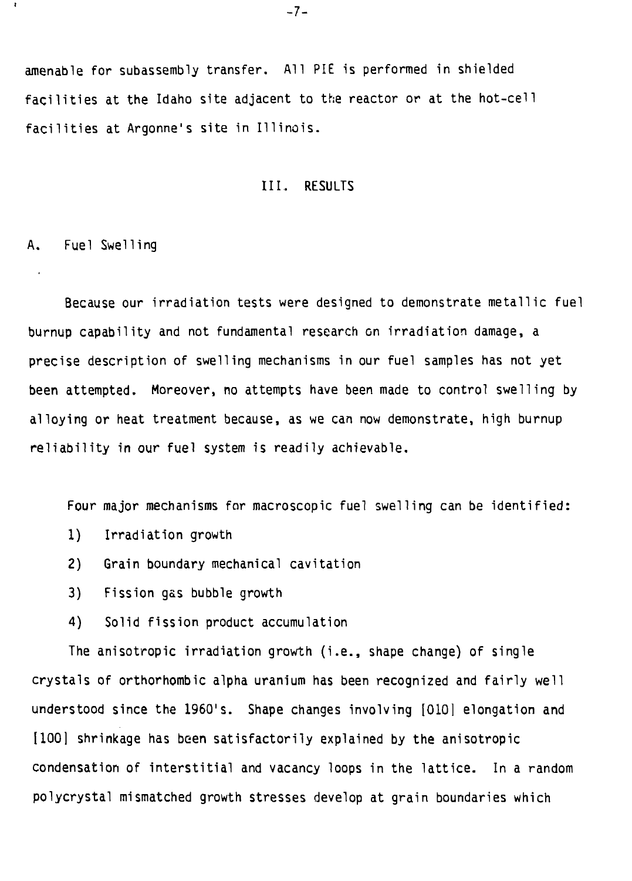amenable for subassembly transfer. All PIE is performed in shielded facilities at the Idaho site adjacent to the reactor or at the hot-cell facilities at Argonne's site in Illinois.

## III. RESULTS

### A. Fuel Swelling

Because our irradiation tests were designed to demonstrate metallic fuel burnup capability and not fundamental research on irradiation damage, a precise description of swelling mechanisms in our fuel samples has not yet been attempted. Moreover, no attempts have been made to control swelling by alloying or heat treatment because, as we can now demonstrate, high burnup reliability in our fuel system is readily achievable.

Four major mechanisms for macroscopic fuel swelling can be identified:

1) Irradiation growth
2) Grain boundary mechanical cavitation
3) Fission gas bubble growth
4) Solid fission product accumulation

The anisotropic irradiation growth (i.e., shape change) of single crystals of orthorhombic alpha uranium has been recognized and fairly well understood since the 1960's. Shape changes involving [010] elongation and [100] shrinkage has been satisfactorily explained by the anisotropic condensation of interstitial and vacancy loops in the lattice. In a random polycrystal mismatched growth stresses develop at grain boundaries which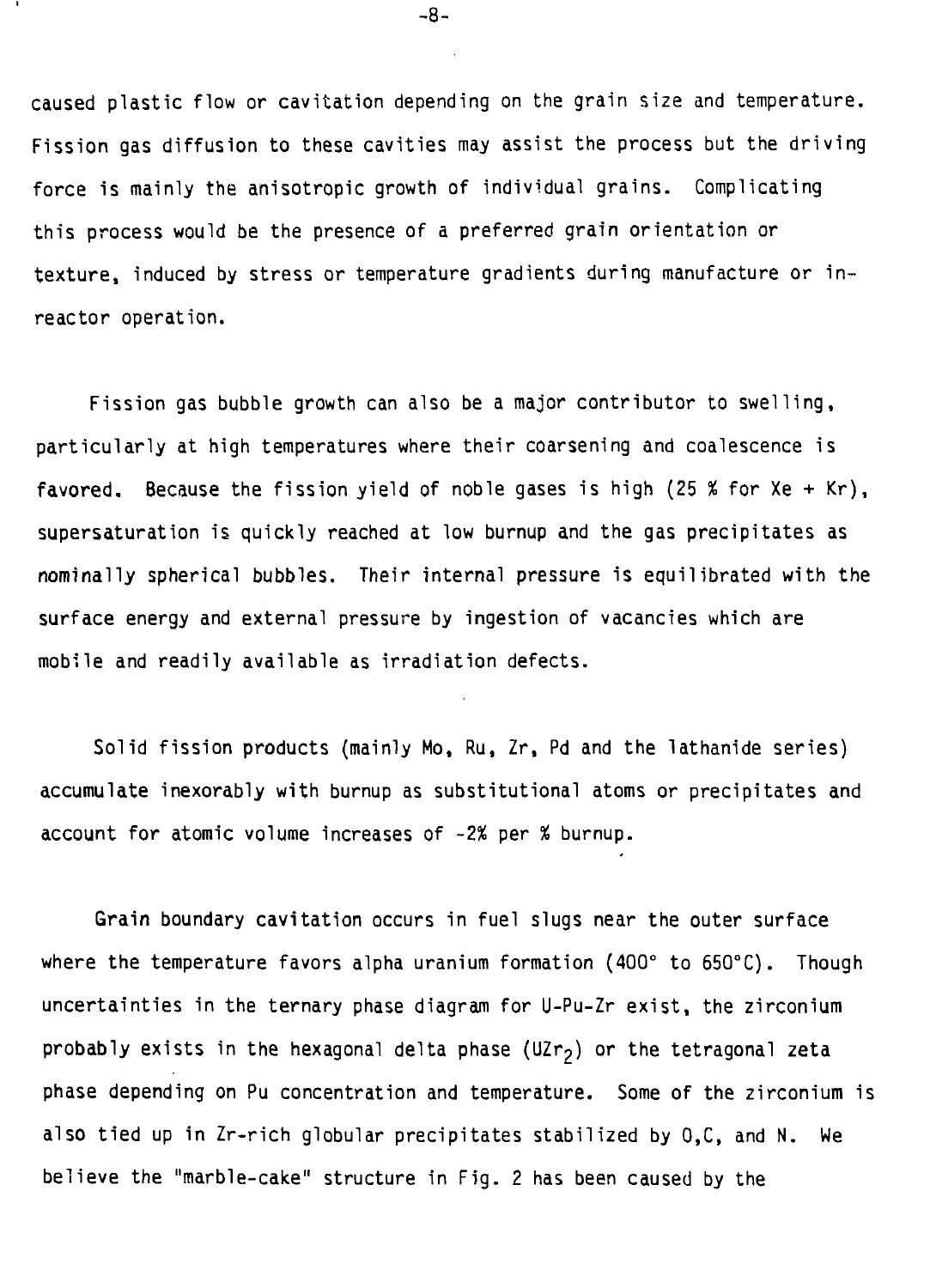caused plastic flow or cavitation depending on the grain size and temperature. Fission gas diffusion to these cavities may assist the process but the driving force is mainly the anisotropic growth of individual grains. Complicating this process would be the presence of a preferred grain orientation or texture, induced by stress or temperature gradients during manufacture or in-reactor operation.

Fission gas bubble growth can also be a major contributor to swelling, particularly at high temperatures where their coarsening and coalescence is favored. Because the fission yield of noble gases is high (25 % for Xe + Kr), supersaturation is quickly reached at low burnup and the gas precipitates as nominally spherical bubbles. Their internal pressure is equilibrated with the surface energy and external pressure by ingestion of vacancies which are mobile and readily available as irradiation defects.

Solid fission products (mainly Mo, Ru, Zr, Pd and the lathanide series) accumulate inexorably with burnup as substitutional atoms or precipitates and account for atomic volume increases of ~2% per % burnup.

Grain boundary cavitation occurs in fuel slugs near the outer surface where the temperature favors alpha uranium formation (400° to 650°C). Though uncertainties in the ternary phase diagram for U-Pu-Zr exist, the zirconium probably exists in the hexagonal delta phase ($UZr_2$) or the tetragonal zeta phase depending on Pu concentration and temperature. Some of the zirconium is also tied up in Zr-rich globular precipitates stabilized by O,C, and N. We believe the "marble-cake" structure in Fig. 2 has been caused by the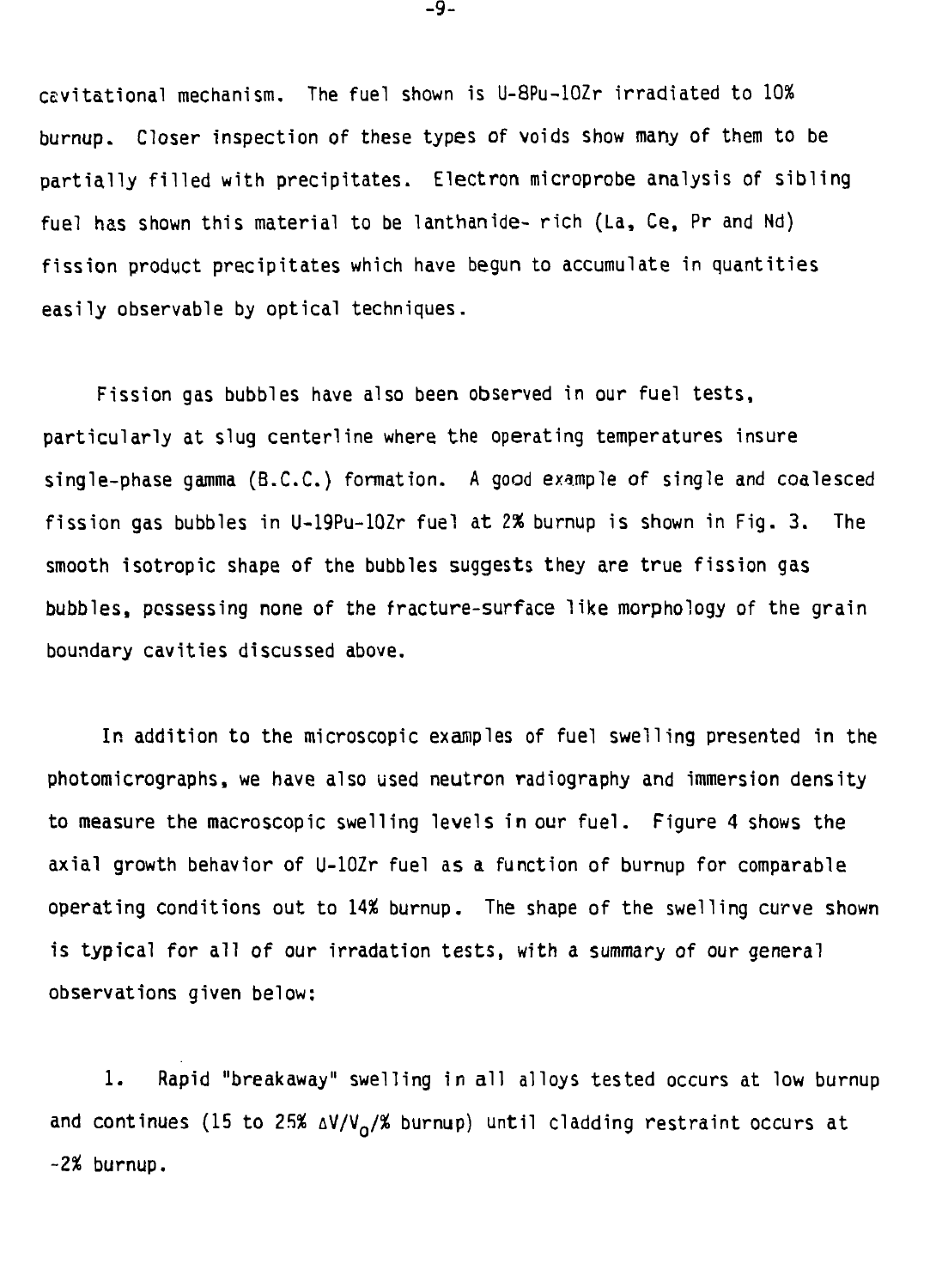cavitational mechanism. The fuel shown is U-8Pu-10Zr irradiated to 10% burnup. Closer inspection of these types of voids show many of them to be partially filled with precipitates. Electron microprobe analysis of sibling fuel has shown this material to be lanthanide- rich (La, Ce, Pr and Nd) fission product precipitates which have begun to accumulate in quantities easily observable by optical techniques.

Fission gas bubbles have also been observed in our fuel tests, particularly at slug centerline where the operating temperatures insure single-phase gamma (B.C.C.) formation. A good example of single and coalesced fission gas bubbles in U-19Pu-10Zr fuel at 2% burnup is shown in Fig. 3. The smooth isotropic shape of the bubbles suggests they are true fission gas bubbles, possessing none of the fracture-surface like morphology of the grain boundary cavities discussed above.

In addition to the microscopic examples of fuel swelling presented in the photomicrographs, we have also used neutron radiography and immersion density to measure the macroscopic swelling levels in our fuel. Figure 4 shows the axial growth behavior of U-10Zr fuel as a function of burnup for comparable operating conditions out to 14% burnup. The shape of the swelling curve shown is typical for all of our irradation tests, with a summary of our general observations given below:

1. Rapid "breakaway" swelling in all alloys tested occurs at low burnup and continues (15 to 25% $\Delta V/V_0$/% burnup) until cladding restraint occurs at ~2% burnup.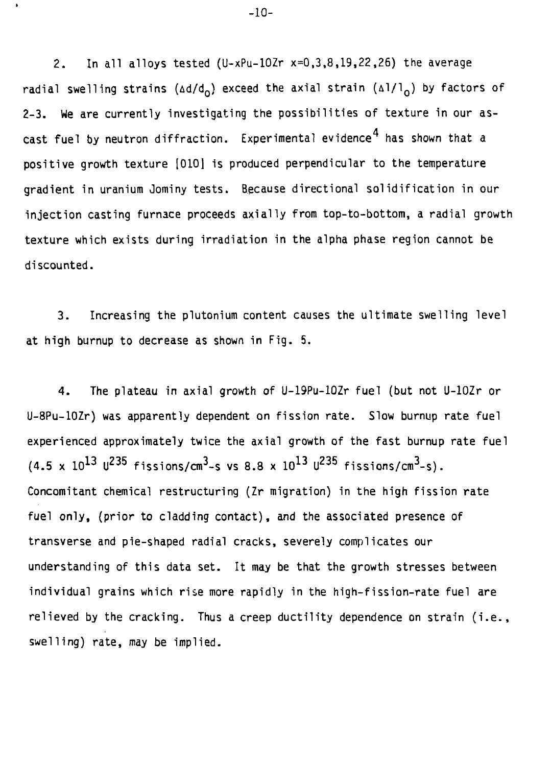2. In all alloys tested (U-xPu-10Zr x=0,3,8,19,22,26) the average radial swelling strains ($\Delta d/d_0$) exceed the axial strain ($\Delta l/l_0$) by factors of 2-3. We are currently investigating the possibilities of texture in our as-cast fuel by neutron diffraction. Experimental evidence[4] has shown that a positive growth texture [010] is produced perpendicular to the temperature gradient in uranium Jominy tests. Because directional solidification in our injection casting furnace proceeds axially from top-to-bottom, a radial growth texture which exists during irradiation in the alpha phase region cannot be discounted.

3. Increasing the plutonium content causes the ultimate swelling level at high burnup to decrease as shown in Fig. 5.

4. The plateau in axial growth of U-19Pu-10Zr fuel (but not U-10Zr or U-8Pu-10Zr) was apparently dependent on fission rate. Slow burnup rate fuel experienced approximately twice the axial growth of the fast burnup rate fuel ($4.5 \times 10^{13}$ $U^{235}$ fissions/cm$^3$-s vs $8.8 \times 10^{13}$ $U^{235}$ fissions/cm$^3$-s). Concomitant chemical restructuring (Zr migration) in the high fission rate fuel only, (prior to cladding contact), and the associated presence of transverse and pie-shaped radial cracks, severely complicates our understanding of this data set. It may be that the growth stresses between individual grains which rise more rapidly in the high-fission-rate fuel are relieved by the cracking. Thus a creep ductility dependence on strain (i.e., swelling) rate, may be implied.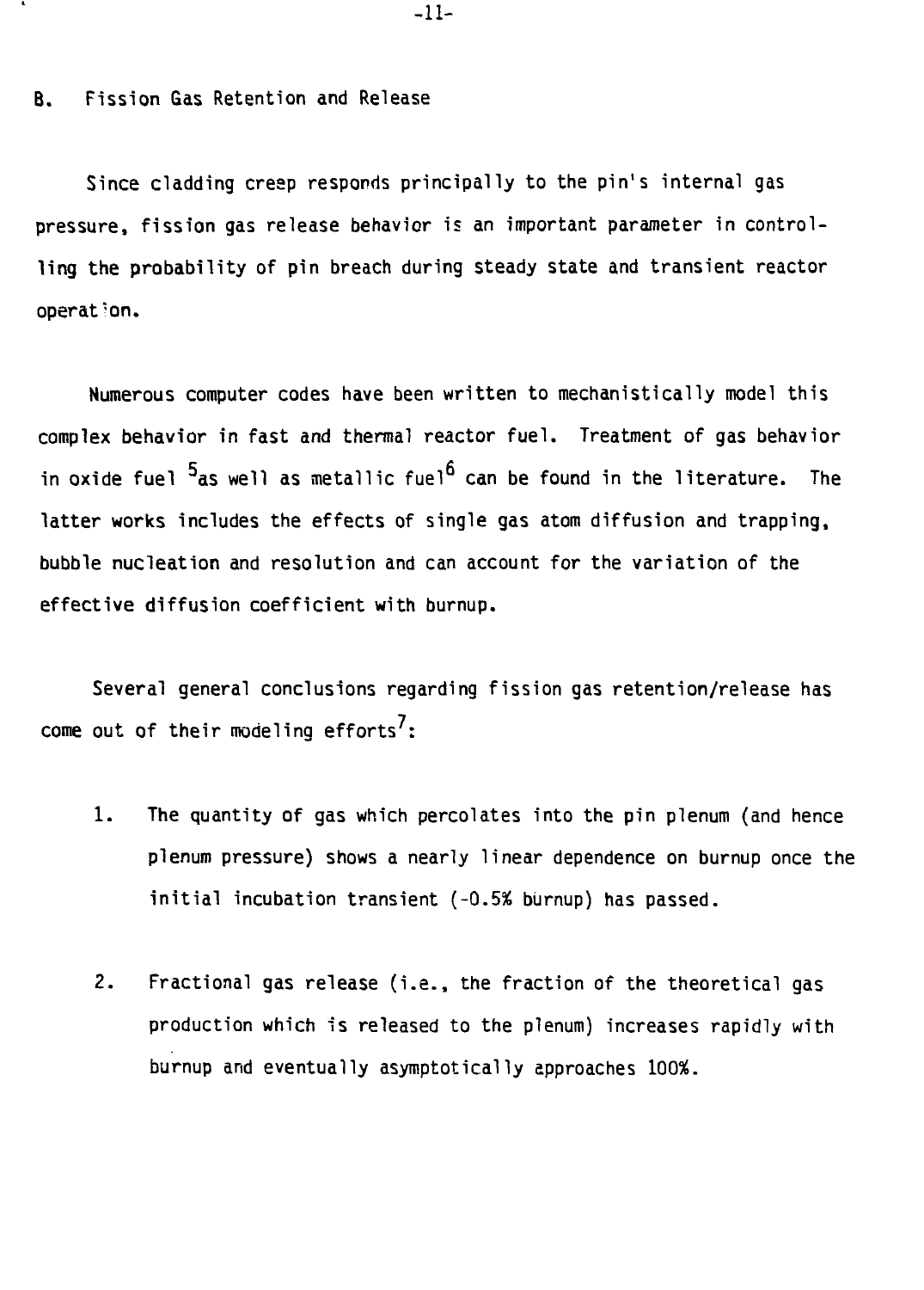## B. Fission Gas Retention and Release

Since cladding creep responds principally to the pin's internal gas pressure, fission gas release behavior is an important parameter in controlling the probability of pin breach during steady state and transient reactor operation.

Numerous computer codes have been written to mechanistically model this complex behavior in fast and thermal reactor fuel. Treatment of gas behavior in oxide fuel [5] as well as metallic fuel[6] can be found in the literature. The latter works includes the effects of single gas atom diffusion and trapping, bubble nucleation and resolution and can account for the variation of the effective diffusion coefficient with burnup.

Several general conclusions regarding fission gas retention/release has come out of their modeling efforts[7]:

1. The quantity of gas which percolates into the pin plenum (and hence plenum pressure) shows a nearly linear dependence on burnup once the initial incubation transient (~0.5% burnup) has passed.

2. Fractional gas release (i.e., the fraction of the theoretical gas production which is released to the plenum) increases rapidly with burnup and eventually asymptotically approaches 100%.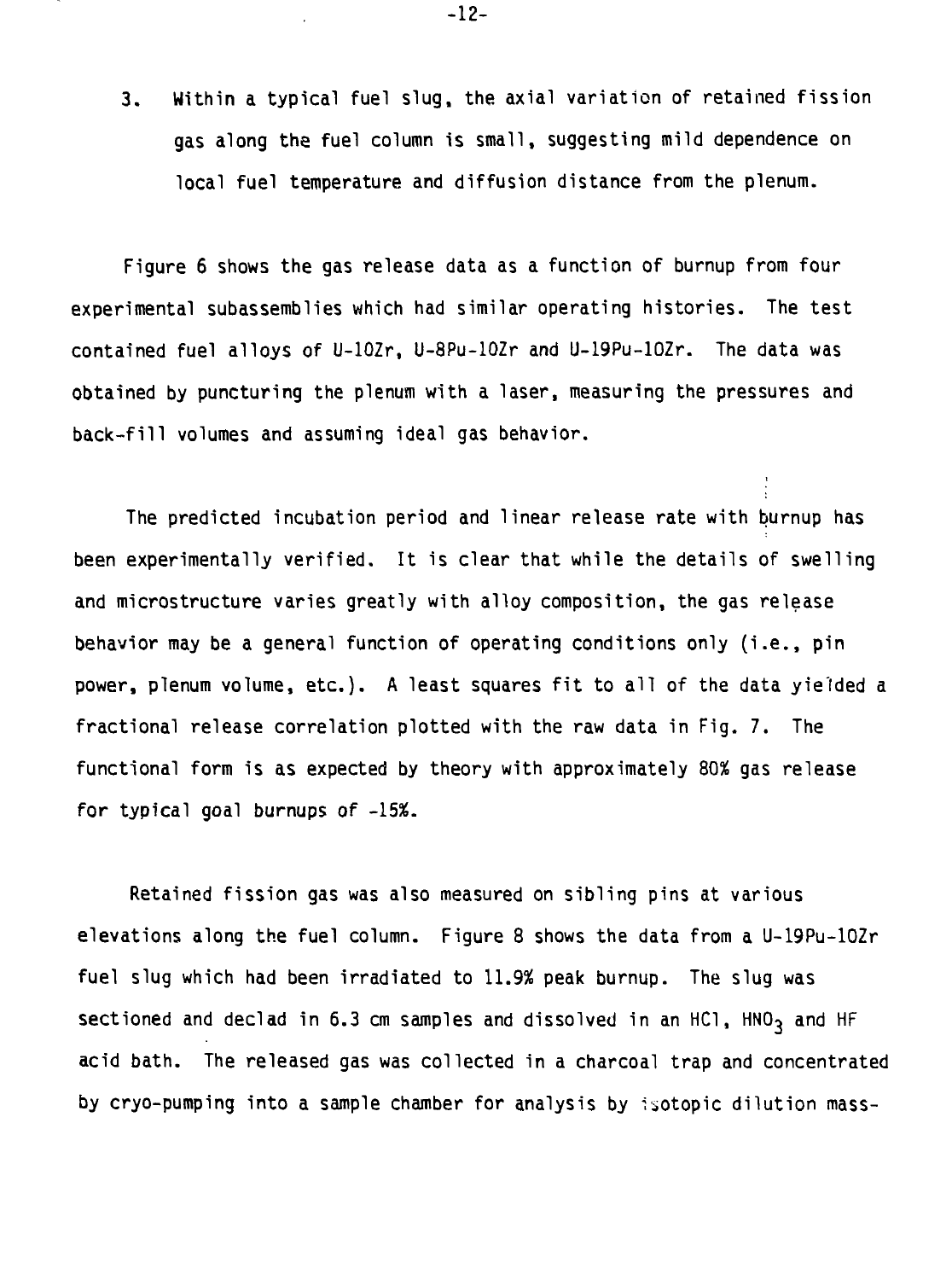3. Within a typical fuel slug, the axial variation of retained fission gas along the fuel column is small, suggesting mild dependence on local fuel temperature and diffusion distance from the plenum.

Figure 6 shows the gas release data as a function of burnup from four experimental subassemblies which had similar operating histories. The test contained fuel alloys of U-10Zr, U-8Pu-10Zr and U-19Pu-10Zr. The data was obtained by puncturing the plenum with a laser, measuring the pressures and back-fill volumes and assuming ideal gas behavior.

The predicted incubation period and linear release rate with burnup has been experimentally verified. It is clear that while the details of swelling and microstructure varies greatly with alloy composition, the gas release behavior may be a general function of operating conditions only (i.e., pin power, plenum volume, etc.). A least squares fit to all of the data yielded a fractional release correlation plotted with the raw data in Fig. 7. The functional form is as expected by theory with approximately 80% gas release for typical goal burnups of ~15%.

Retained fission gas was also measured on sibling pins at various elevations along the fuel column. Figure 8 shows the data from a U-19Pu-10Zr fuel slug which had been irradiated to 11.9% peak burnup. The slug was sectioned and declad in 6.3 cm samples and dissolved in an HCl, $HNO_3$ and HF acid bath. The released gas was collected in a charcoal trap and concentrated by cryo-pumping into a sample chamber for analysis by isotopic dilution mass-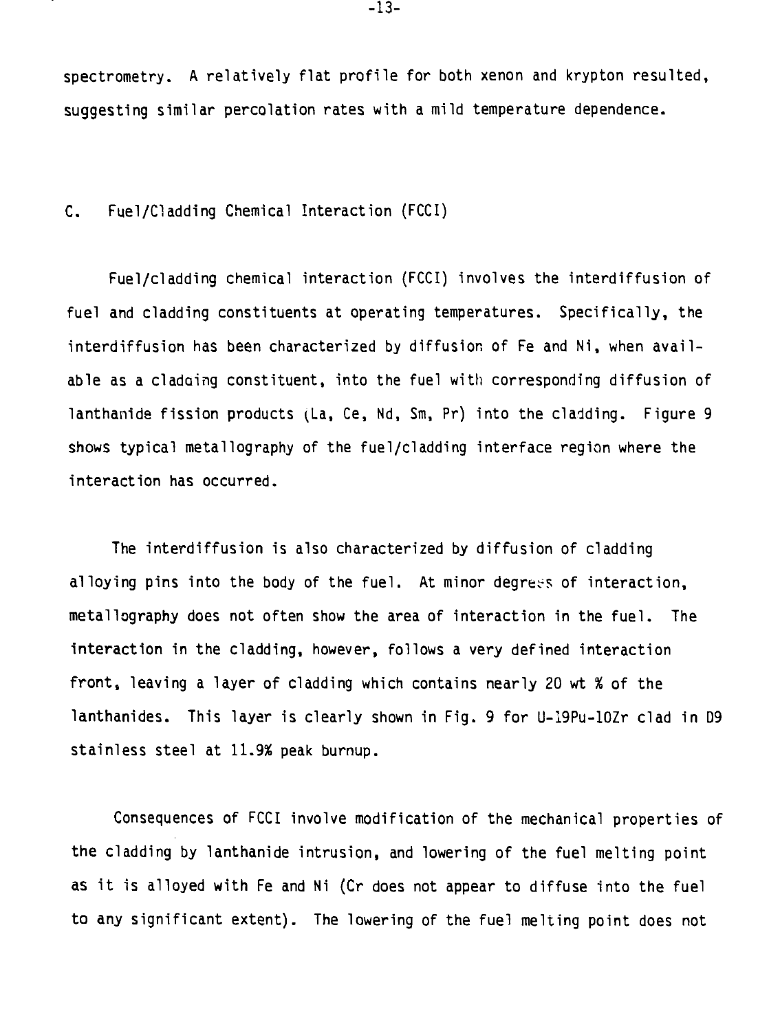spectrometry. A relatively flat profile for both xenon and krypton resulted, suggesting similar percolation rates with a mild temperature dependence.

## C. Fuel/Cladding Chemical Interaction (FCCI)

Fuel/cladding chemical interaction (FCCI) involves the interdiffusion of fuel and cladding constituents at operating temperatures. Specifically, the interdiffusion has been characterized by diffusion of Fe and Ni, when available as a cladding constituent, into the fuel with corresponding diffusion of lanthanide fission products (La, Ce, Nd, Sm, Pr) into the cladding. Figure 9 shows typical metallography of the fuel/cladding interface region where the interaction has occurred.

The interdiffusion is also characterized by diffusion of cladding alloying pins into the body of the fuel. At minor degrees of interaction, metallography does not often show the area of interaction in the fuel. The interaction in the cladding, however, follows a very defined interaction front, leaving a layer of cladding which contains nearly 20 wt % of the lanthanides. This layer is clearly shown in Fig. 9 for U-19Pu-10Zr clad in D9 stainless steel at 11.9% peak burnup.

Consequences of FCCI involve modification of the mechanical properties of the cladding by lanthanide intrusion, and lowering of the fuel melting point as it is alloyed with Fe and Ni (Cr does not appear to diffuse into the fuel to any significant extent). The lowering of the fuel melting point does not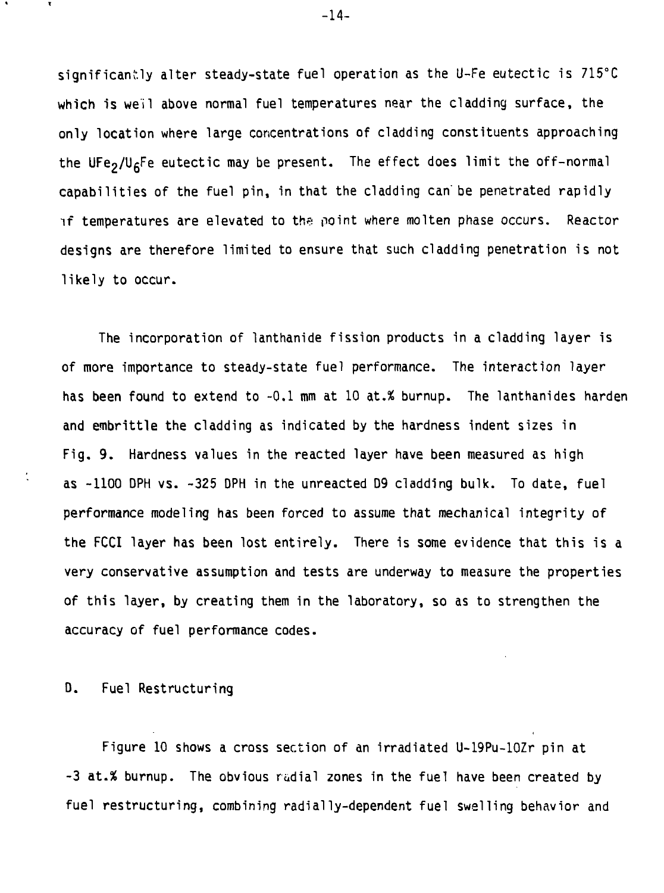significantly alter steady-state fuel operation as the U-Fe eutectic is 715°C which is well above normal fuel temperatures near the cladding surface, the only location where large concentrations of cladding constituents approaching the $UFe_2/U_6Fe$ eutectic may be present. The effect does limit the off-normal capabilities of the fuel pin, in that the cladding can be penetrated rapidly if temperatures are elevated to the point where molten phase occurs. Reactor designs are therefore limited to ensure that such cladding penetration is not likely to occur.

The incorporation of lanthanide fission products in a cladding layer is of more importance to steady-state fuel performance. The interaction layer has been found to extend to ~0.1 mm at 10 at.% burnup. The lanthanides harden and embrittle the cladding as indicated by the hardness indent sizes in Fig. 9. Hardness values in the reacted layer have been measured as high as ~1100 DPH vs. ~325 DPH in the unreacted D9 cladding bulk. To date, fuel performance modeling has been forced to assume that mechanical integrity of the FCCI layer has been lost entirely. There is some evidence that this is a very conservative assumption and tests are underway to measure the properties of this layer, by creating them in the laboratory, so as to strengthen the accuracy of fuel performance codes.

## D. Fuel Restructuring

Figure 10 shows a cross section of an irradiated U-19Pu-10Zr pin at ~3 at.% burnup. The obvious radial zones in the fuel have been created by fuel restructuring, combining radially-dependent fuel swelling behavior and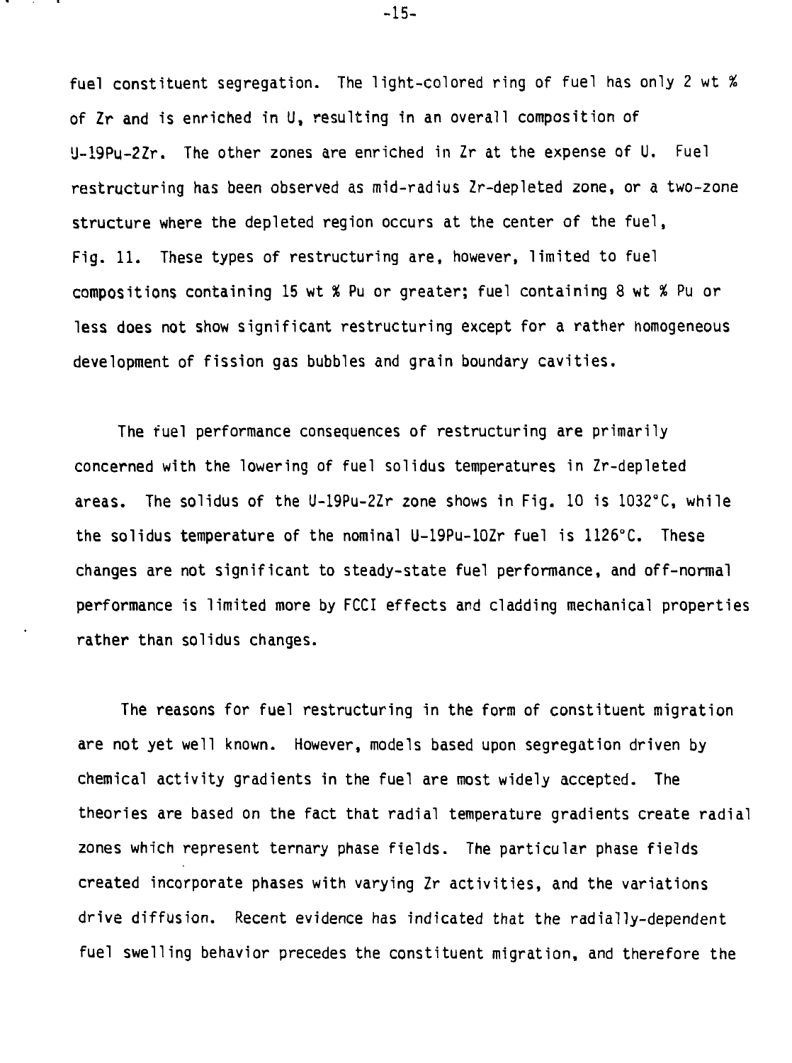fuel constituent segregation. The light-colored ring of fuel has only 2 wt % of Zr and is enriched in U, resulting in an overall composition of U-19Pu-2Zr. The other zones are enriched in Zr at the expense of U. Fuel restructuring has been observed as mid-radius Zr-depleted zone, or a two-zone structure where the depleted region occurs at the center of the fuel, Fig. 11. These types of restructuring are, however, limited to fuel compositions containing 15 wt % Pu or greater; fuel containing 8 wt % Pu or less does not show significant restructuring except for a rather homogeneous development of fission gas bubbles and grain boundary cavities.

The fuel performance consequences of restructuring are primarily concerned with the lowering of fuel solidus temperatures in Zr-depleted areas. The solidus of the U-19Pu-2Zr zone shows in Fig. 10 is 1032°C, while the solidus temperature of the nominal U-19Pu-10Zr fuel is 1126°C. These changes are not significant to steady-state fuel performance, and off-normal performance is limited more by FCCI effects and cladding mechanical properties rather than solidus changes.

The reasons for fuel restructuring in the form of constituent migration are not yet well known. However, models based upon segregation driven by chemical activity gradients in the fuel are most widely accepted. The theories are based on the fact that radial temperature gradients create radial zones which represent ternary phase fields. The particular phase fields created incorporate phases with varying Zr activities, and the variations drive diffusion. Recent evidence has indicated that the radially-dependent fuel swelling behavior precedes the constituent migration, and therefore the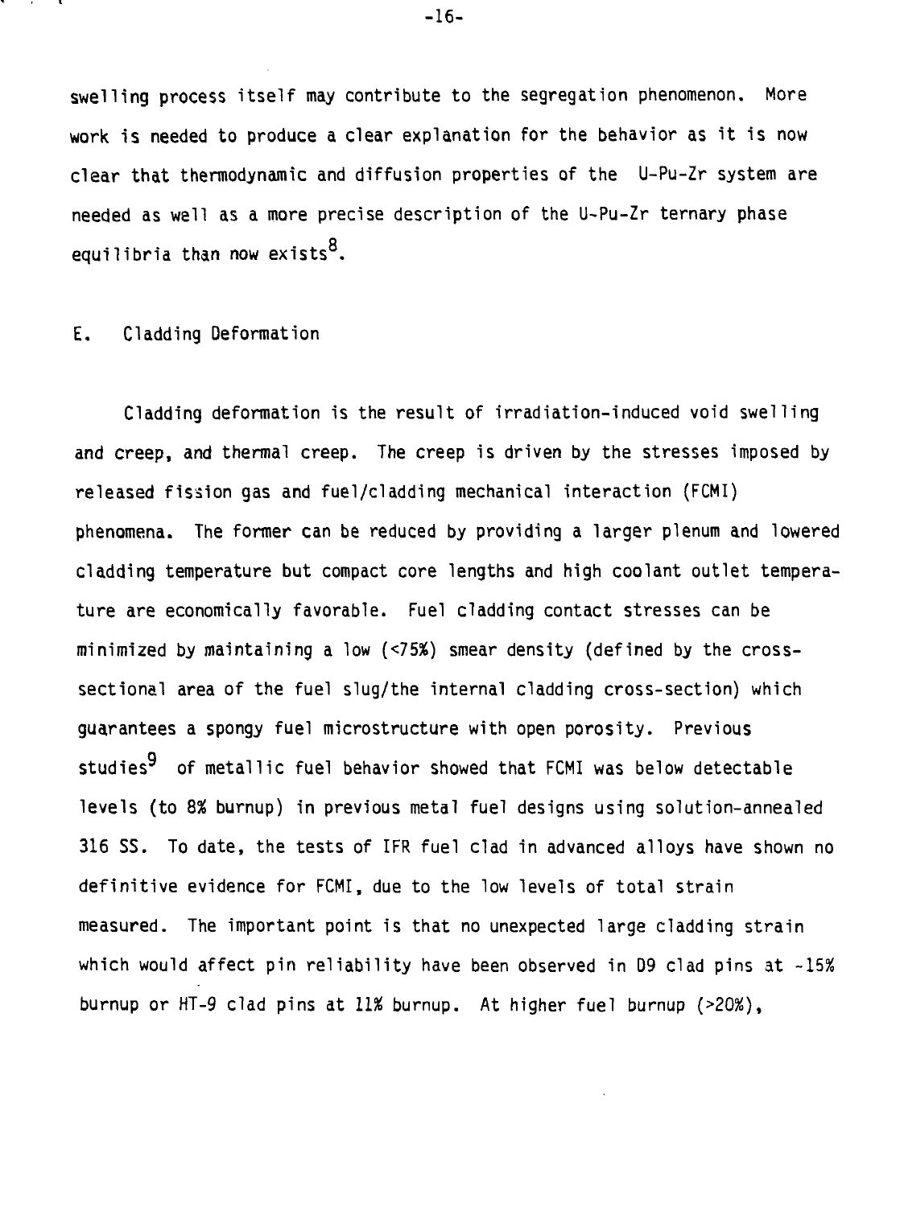swelling process itself may contribute to the segregation phenomenon. More work is needed to produce a clear explanation for the behavior as it is now clear that thermodynamic and diffusion properties of the U-Pu-Zr system are needed as well as a more precise description of the U-Pu-Zr ternary phase equilibria than now exists[8].

## E. Cladding Deformation

Cladding deformation is the result of irradiation-induced void swelling and creep, and thermal creep. The creep is driven by the stresses imposed by released fission gas and fuel/cladding mechanical interaction (FCMI) phenomena. The former can be reduced by providing a larger plenum and lowered cladding temperature but compact core lengths and high coolant outlet temperature are economically favorable. Fuel cladding contact stresses can be minimized by maintaining a low (<75%) smear density (defined by the cross-sectional area of the fuel slug/the internal cladding cross-section) which guarantees a spongy fuel microstructure with open porosity. Previous studies[9] of metallic fuel behavior showed that FCMI was below detectable levels (to 8% burnup) in previous metal fuel designs using solution-annealed 316 SS. To date, the tests of IFR fuel clad in advanced alloys have shown no definitive evidence for FCMI, due to the low levels of total strain measured. The important point is that no unexpected large cladding strain which would affect pin reliability have been observed in D9 clad pins at ~15% burnup or HT-9 clad pins at 11% burnup. At higher fuel burnup (>20%),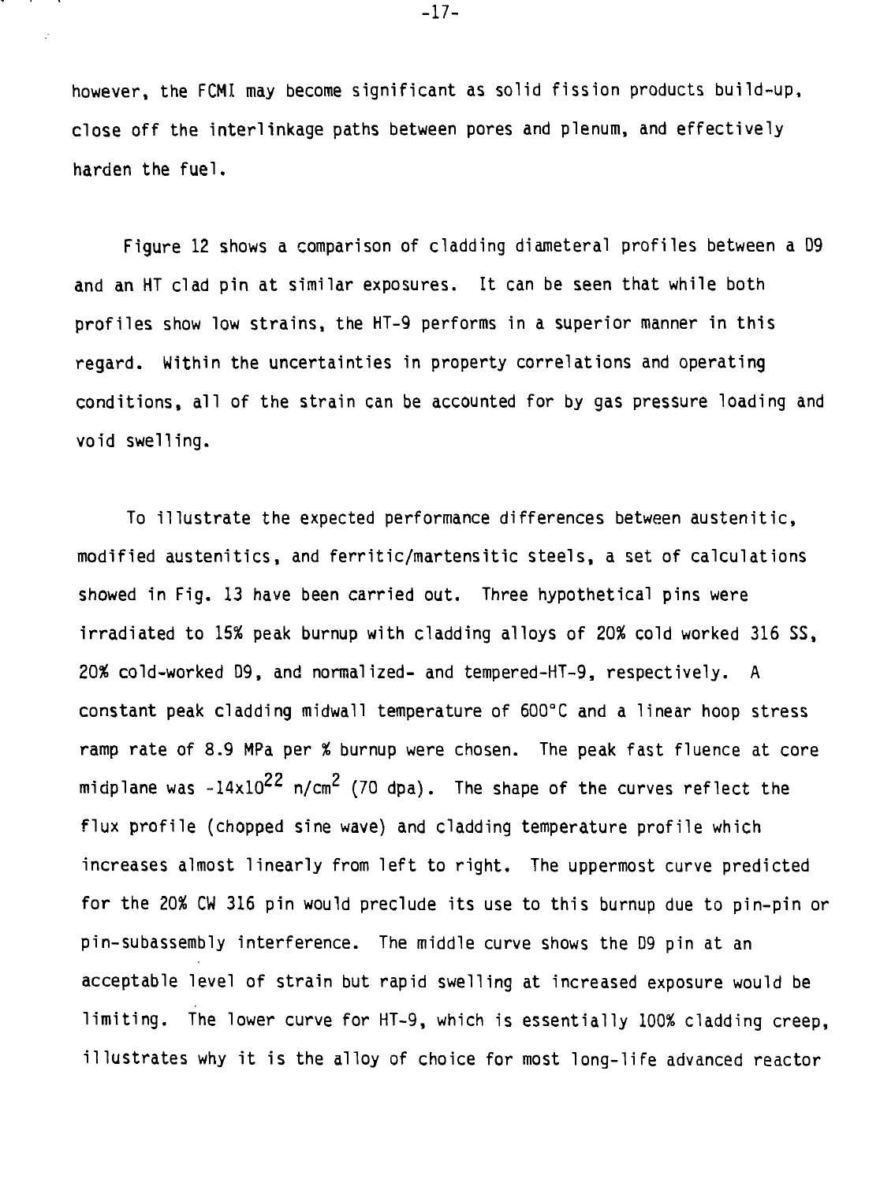however, the FCMI may become significant as solid fission products build-up, close off the interlinkage paths between pores and plenum, and effectively harden the fuel.

Figure 12 shows a comparison of cladding diametral profiles between a D9 and an HT clad pin at similar exposures. It can be seen that while both profiles show low strains, the HT-9 performs in a superior manner in this regard. Within the uncertainties in property correlations and operating conditions, all of the strain can be accounted for by gas pressure loading and void swelling.

To illustrate the expected performance differences between austenitic, modified austenitics, and ferritic/martensitic steels, a set of calculations showed in Fig. 13 have been carried out. Three hypothetical pins were irradiated to 15% peak burnup with cladding alloys of 20% cold worked 316 SS, 20% cold-worked D9, and normalized- and tempered-HT-9, respectively. A constant peak cladding midwall temperature of 600°C and a linear hoop stress ramp rate of 8.9 MPa per % burnup were chosen. The peak fast fluence at core midplane was -14x10$^{22}$ n/cm$^2$ (70 dpa). The shape of the curves reflect the flux profile (chopped sine wave) and cladding temperature profile which increases almost linearly from left to right. The uppermost curve predicted for the 20% CW 316 pin would preclude its use to this burnup due to pin-pin or pin-subassembly interference. The middle curve shows the D9 pin at an acceptable level of strain but rapid swelling at increased exposure would be limiting. The lower curve for HT-9, which is essentially 100% cladding creep, illustrates why it is the alloy of choice for most long-life advanced reactor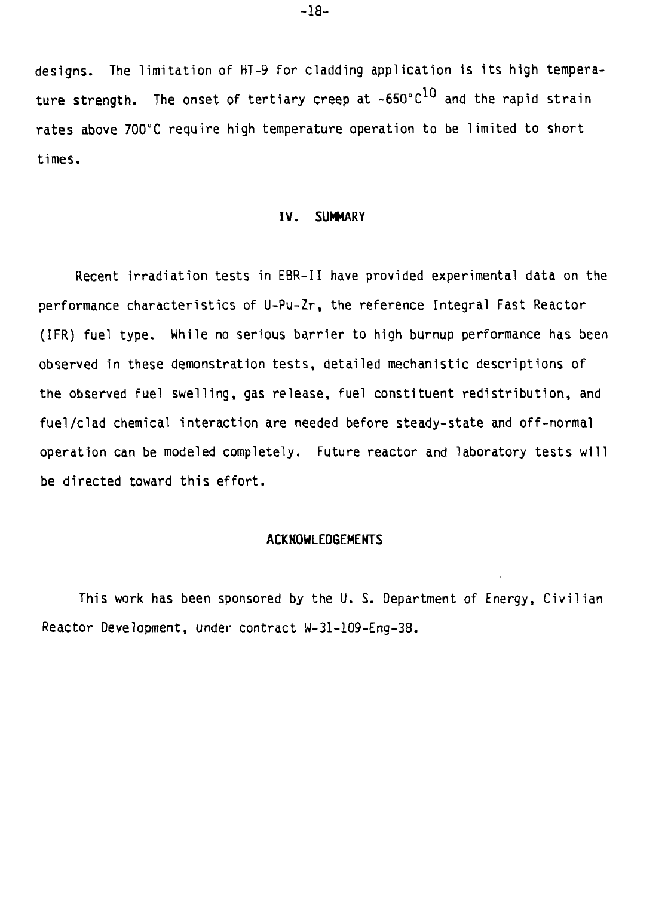designs. The limitation of HT-9 for cladding application is its high temperature strength. The onset of tertiary creep at ~650°C[10] and the rapid strain rates above 700°C require high temperature operation to be limited to short times.

## IV. SUMMARY

Recent irradiation tests in EBR-II have provided experimental data on the performance characteristics of U-Pu-Zr, the reference Integral Fast Reactor (IFR) fuel type. While no serious barrier to high burnup performance has been observed in these demonstration tests, detailed mechanistic descriptions of the observed fuel swelling, gas release, fuel constituent redistribution, and fuel/clad chemical interaction are needed before steady-state and off-normal operation can be modeled completely. Future reactor and laboratory tests will be directed toward this effort.

## ACKNOWLEDGEMENTS

This work has been sponsored by the U. S. Department of Energy, Civilian Reactor Development, under contract W-31-109-Eng-38.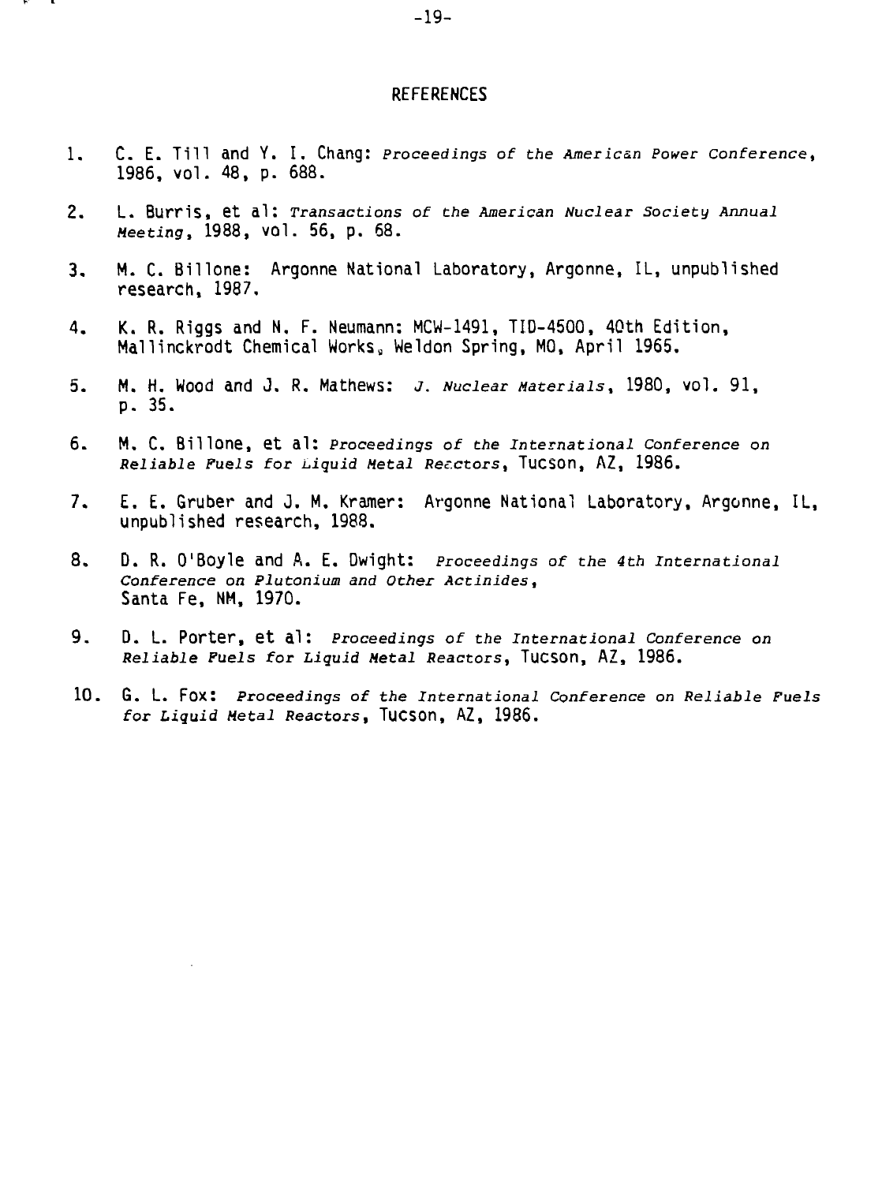## REFERENCES

1. C. E. Till and Y. I. Chang: *Proceedings of the American Power Conference*, 1986, vol. 48, p. 688.

2. L. Burris, et al: *Transactions of the American Nuclear Society Annual Meeting*, 1988, vol. 56, p. 68.

3. M. C. Billone: Argonne National Laboratory, Argonne, IL, unpublished research, 1987.

4. K. R. Riggs and N. F. Neumann: MCW-1491, TID-4500, 40th Edition, Mallinckrodt Chemical Works, Weldon Spring, MO, April 1965.

5. M. H. Wood and J. R. Mathews: *J. Nuclear Materials*, 1980, vol. 91, p. 35.

6. M. C. Billone, et al: *Proceedings of the International Conference on Reliable Fuels for Liquid Metal Reactors*, Tucson, AZ, 1986.

7. E. E. Gruber and J. M. Kramer: Argonne National Laboratory, Argonne, IL, unpublished research, 1988.

8. D. R. O'Boyle and A. E. Dwight: *Proceedings of the 4th International Conference on Plutonium and Other Actinides*, Santa Fe, NM, 1970.

9. D. L. Porter, et al: *Proceedings of the International Conference on Reliable Fuels for Liquid Metal Reactors*, Tucson, AZ, 1986.

10. G. L. Fox: *Proceedings of the International Conference on Reliable Fuels for Liquid Metal Reactors*, Tucson, AZ, 1986.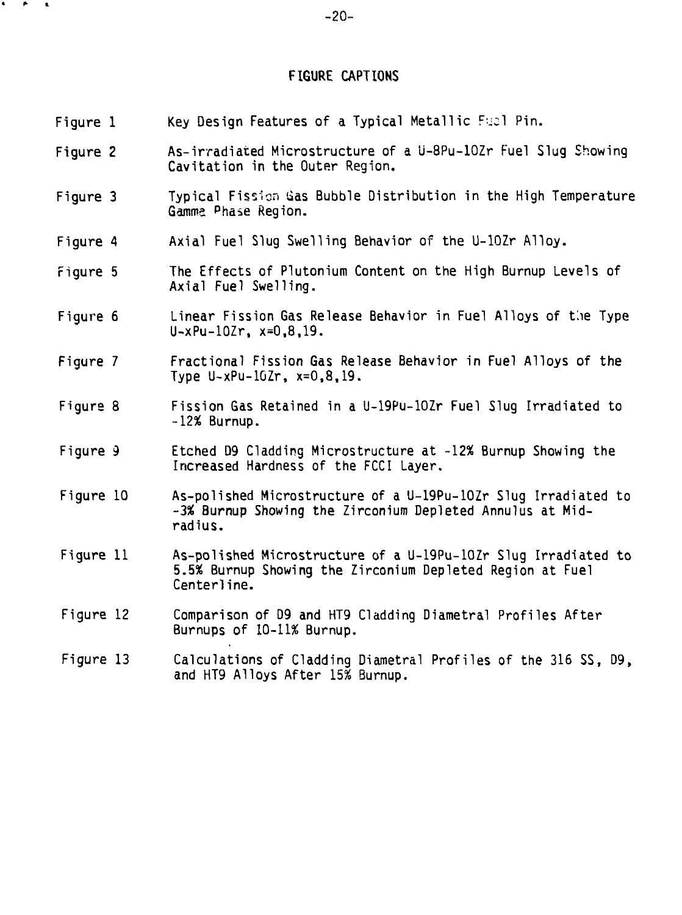# FIGURE CAPTIONS

Figure 1 Key Design Features of a Typical Metallic Fuel Pin.

Figure 2 As-irradiated Microstructure of a U-8Pu-10Zr Fuel Slug Showing Cavitation in the Outer Region.

Figure 3 Typical Fission Gas Bubble Distribution in the High Temperature Gamma Phase Region.

Figure 4 Axial Fuel Slug Swelling Behavior of the U-10Zr Alloy.

Figure 5 The Effects of Plutonium Content on the High Burnup Levels of Axial Fuel Swelling.

Figure 6 Linear Fission Gas Release Behavior in Fuel Alloys of the Type U-xPu-10Zr, x=0,8,19.

Figure 7 Fractional Fission Gas Release Behavior in Fuel Alloys of the Type U-xPu-10Zr, x=0,8,19.

Figure 8 Fission Gas Retained in a U-19Pu-10Zr Fuel Slug Irradiated to ~12% Burnup.

Figure 9 Etched D9 Cladding Microstructure at ~12% Burnup Showing the Increased Hardness of the FCCI Layer.

Figure 10 As-polished Microstructure of a U-19Pu-10Zr Slug Irradiated to ~3% Burnup Showing the Zirconium Depleted Annulus at Mid-radius.

Figure 11 As-polished Microstructure of a U-19Pu-10Zr Slug Irradiated to 5.5% Burnup Showing the Zirconium Depleted Region at Fuel Centerline.

Figure 12 Comparison of D9 and HT9 Cladding Diametral Profiles After Burnups of 10-11% Burnup.

Figure 13 Calculations of Cladding Diametral Profiles of the 316 SS, D9, and HT9 Alloys After 15% Burnup.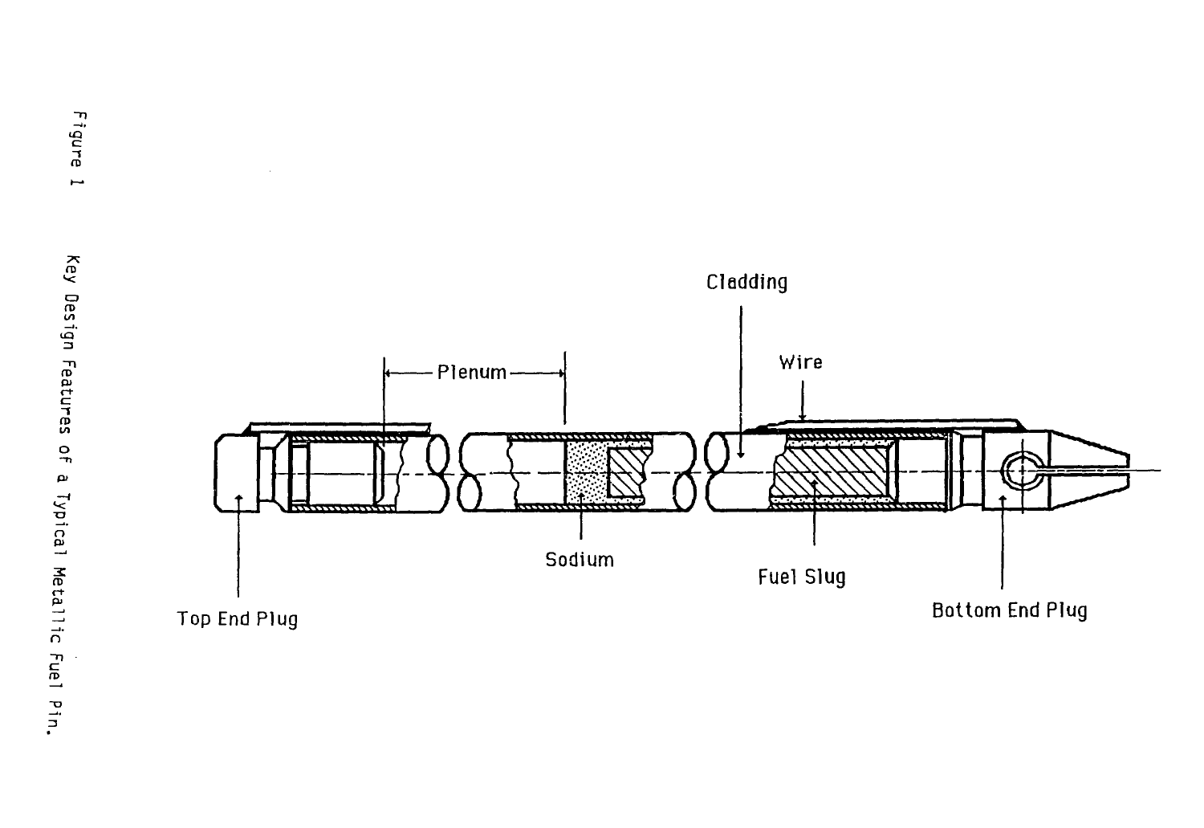Figure 1    Key Design Features of a Typical Metallic Fuel Pin.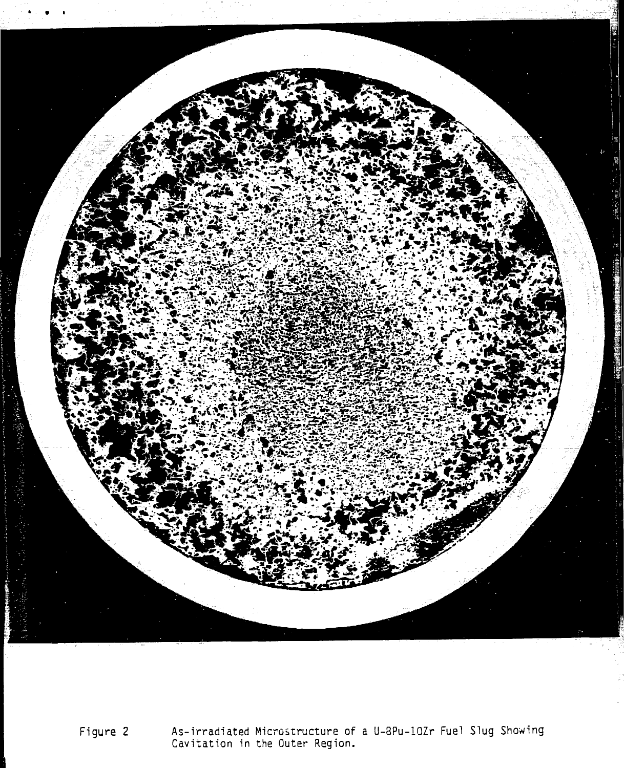Figure 2 As-irradiated Microstructure of a U-8Pu-10Zr Fuel Slug Showing Cavitation in the Outer Region.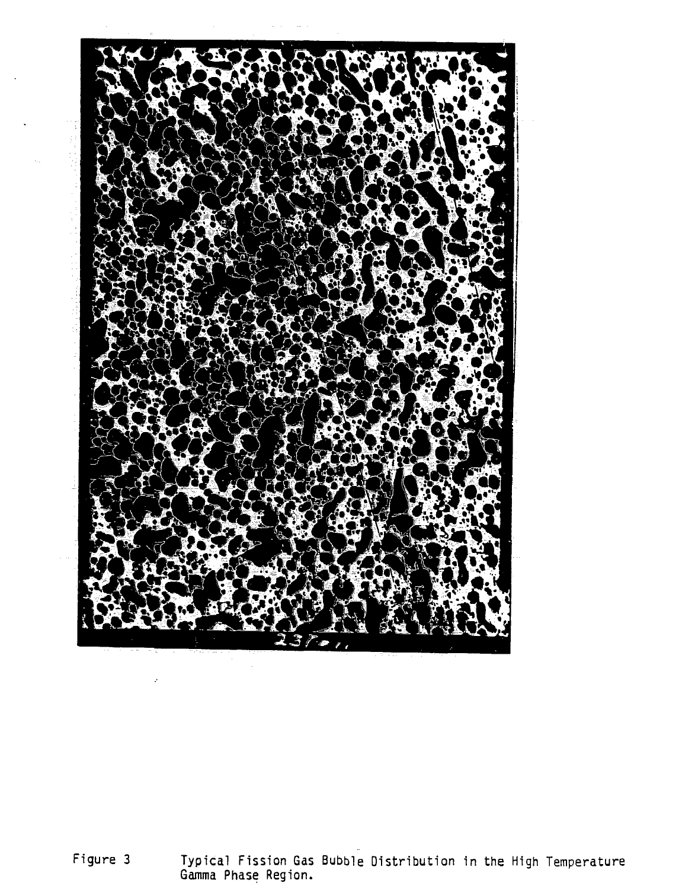Figure 3 Typical Fission Gas Bubble Distribution in the High Temperature Gamma Phase Region.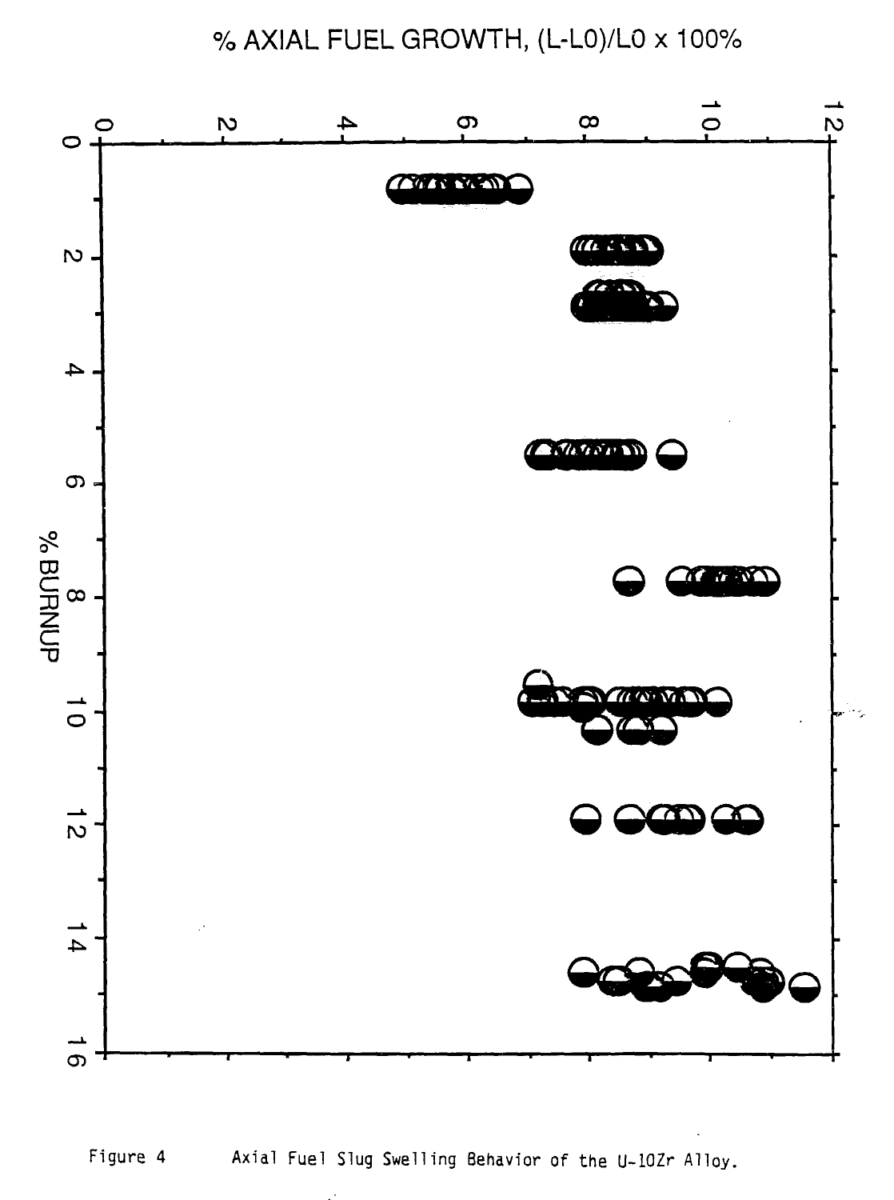% AXIAL FUEL GROWTH, (L-L0)/L0 x 100%

% BURNUP

Figure 4 Axial Fuel Slug Swelling Behavior of the U-10Zr Alloy.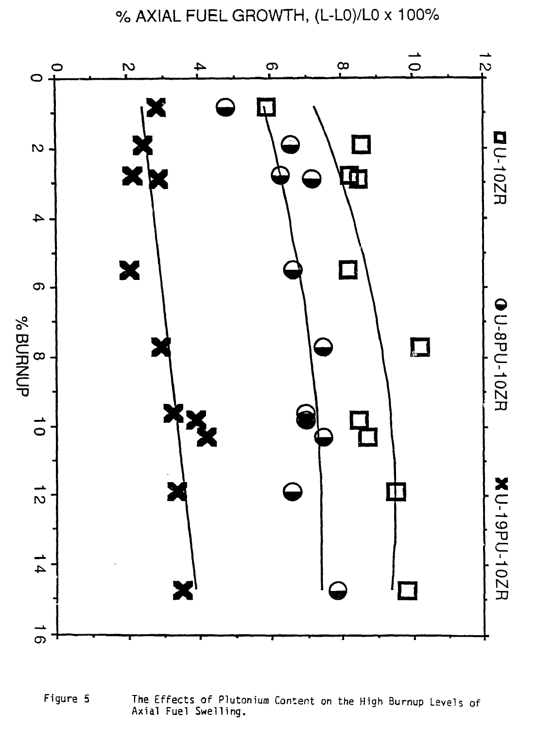Figure 5 The Effects of Plutonium Content on the High Burnup Levels of Axial Fuel Swelling.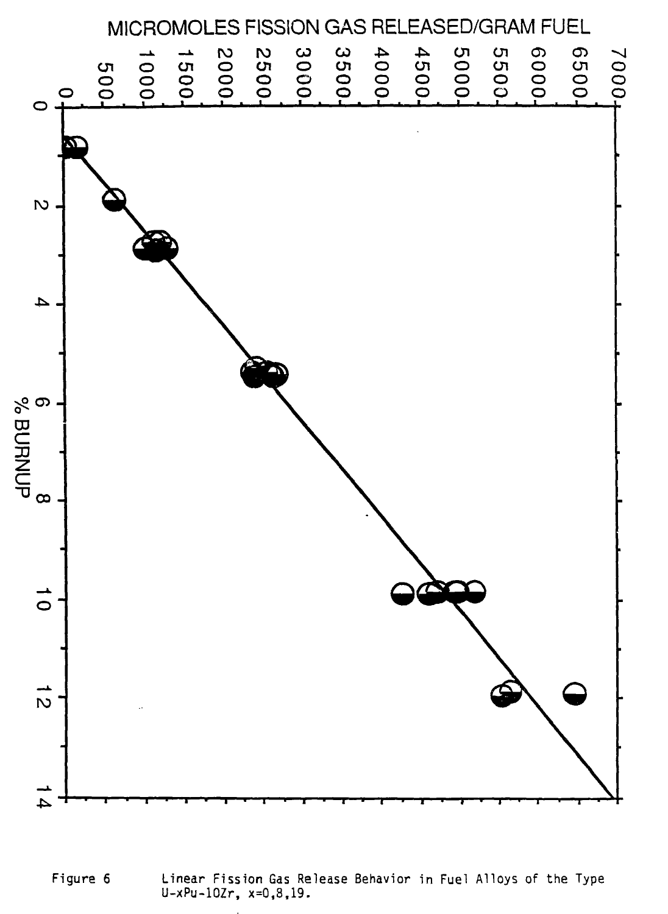Figure 6 Linear Fission Gas Release Behavior in Fuel Alloys of the Type U-xPu-10Zr, x=0,8,19.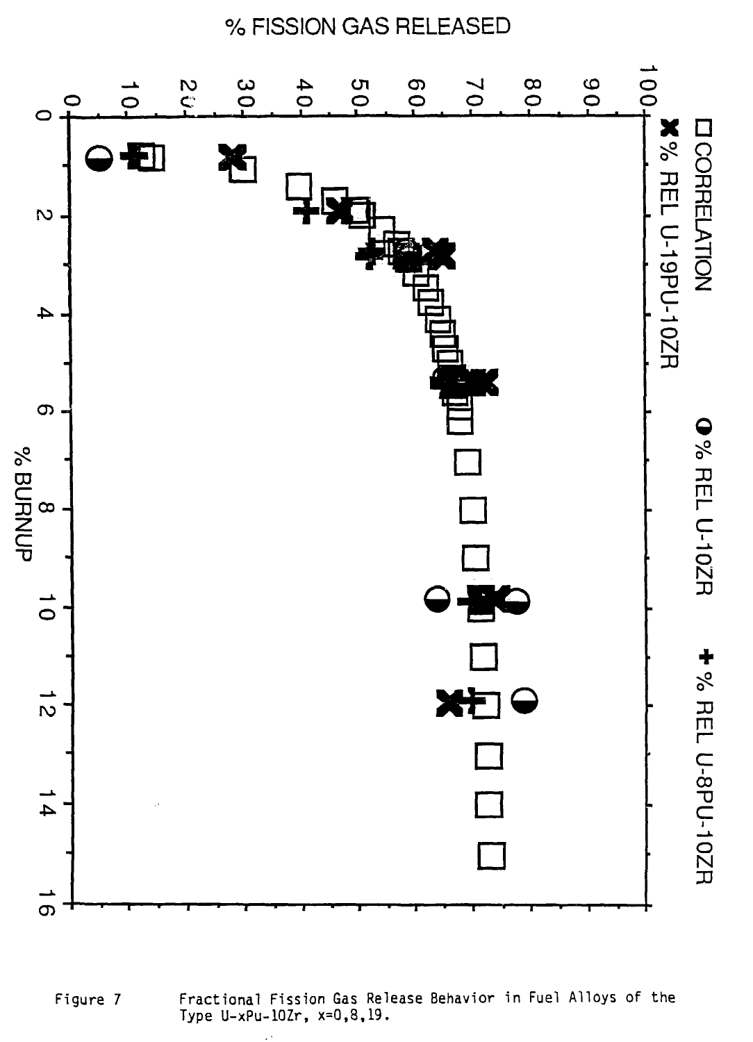Figure 7 Fractional Fission Gas Release Behavior in Fuel Alloys of the Type U-xPu-10Zr, x=0,8,19.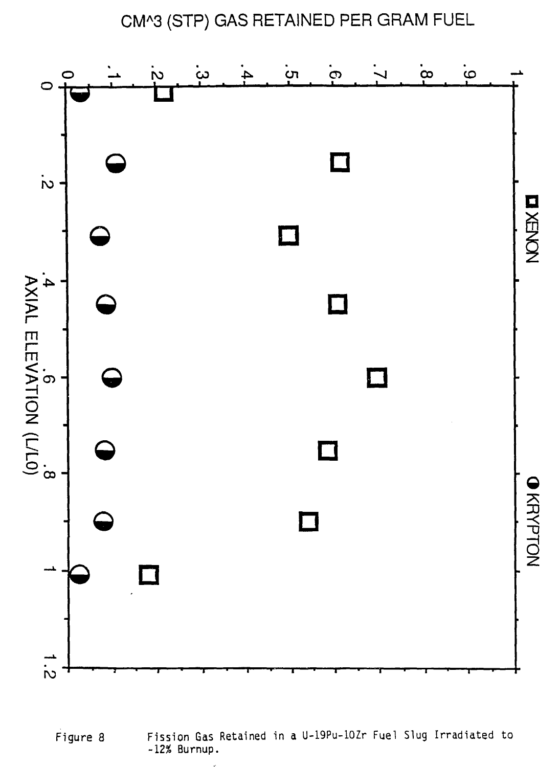Figure 8 Fission Gas Retained in a U-19Pu-10Zr Fuel Slug Irradiated to ~12% Burnup.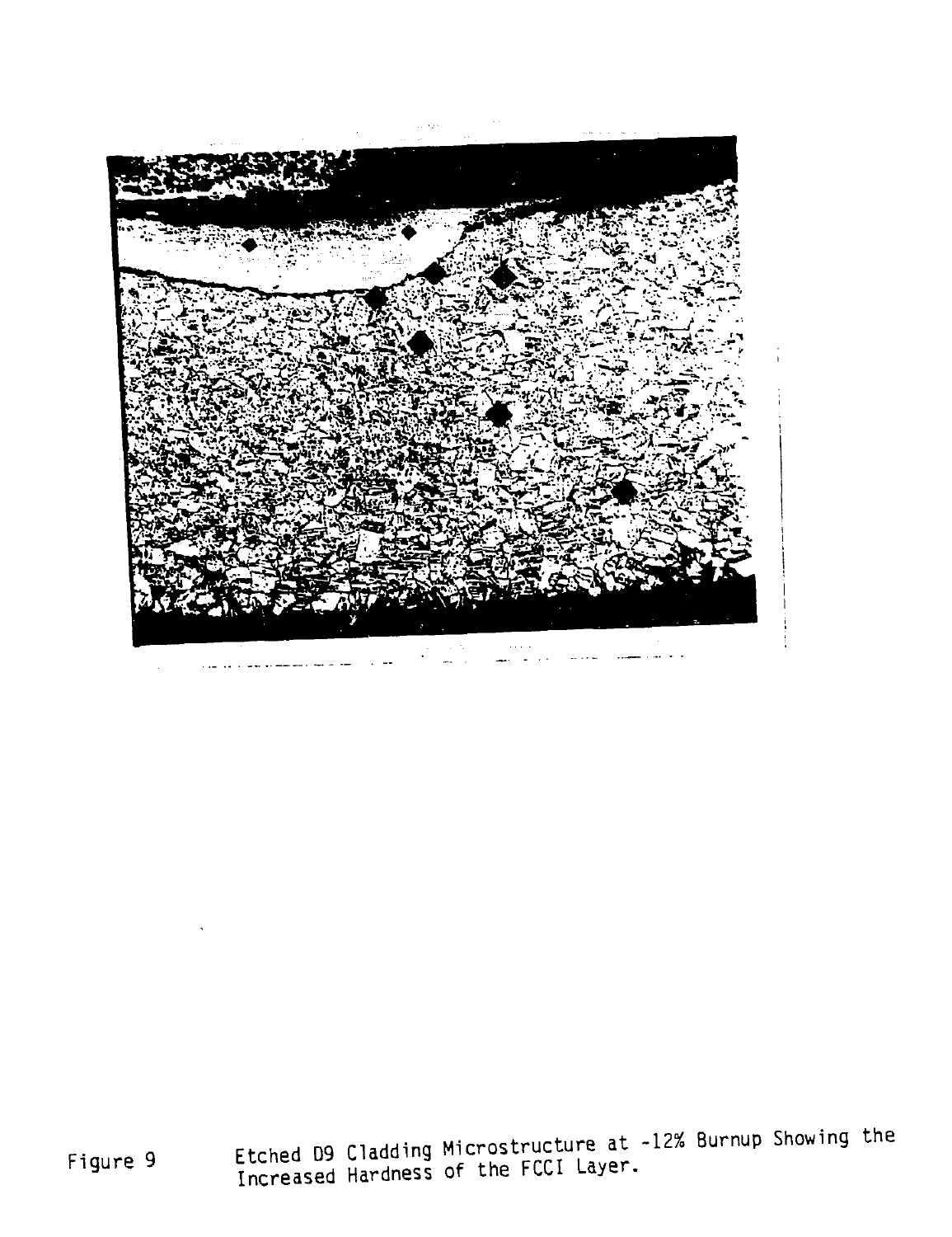Figure 9 Etched D9 Cladding Microstructure at ~12% Burnup Showing the Increased Hardness of the FCCI Layer.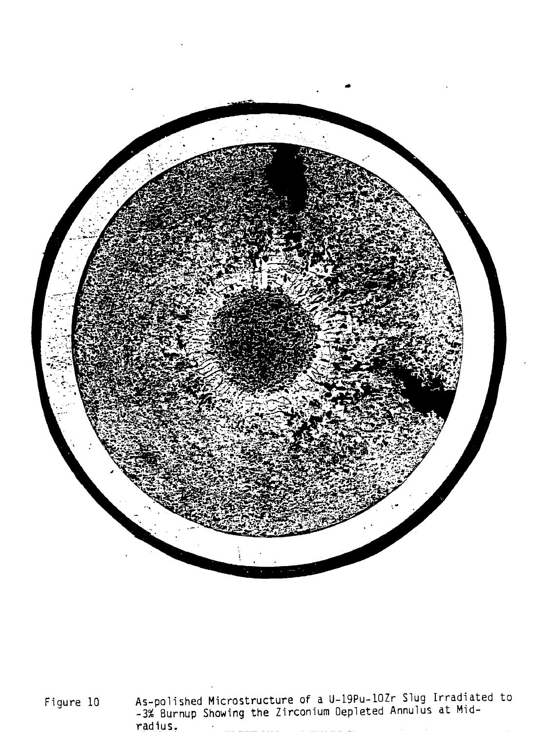Figure 10 As-polished Microstructure of a U-19Pu-10Zr Slug Irradiated to ~3% Burnup Showing the Zirconium Depleted Annulus at Mid-radius.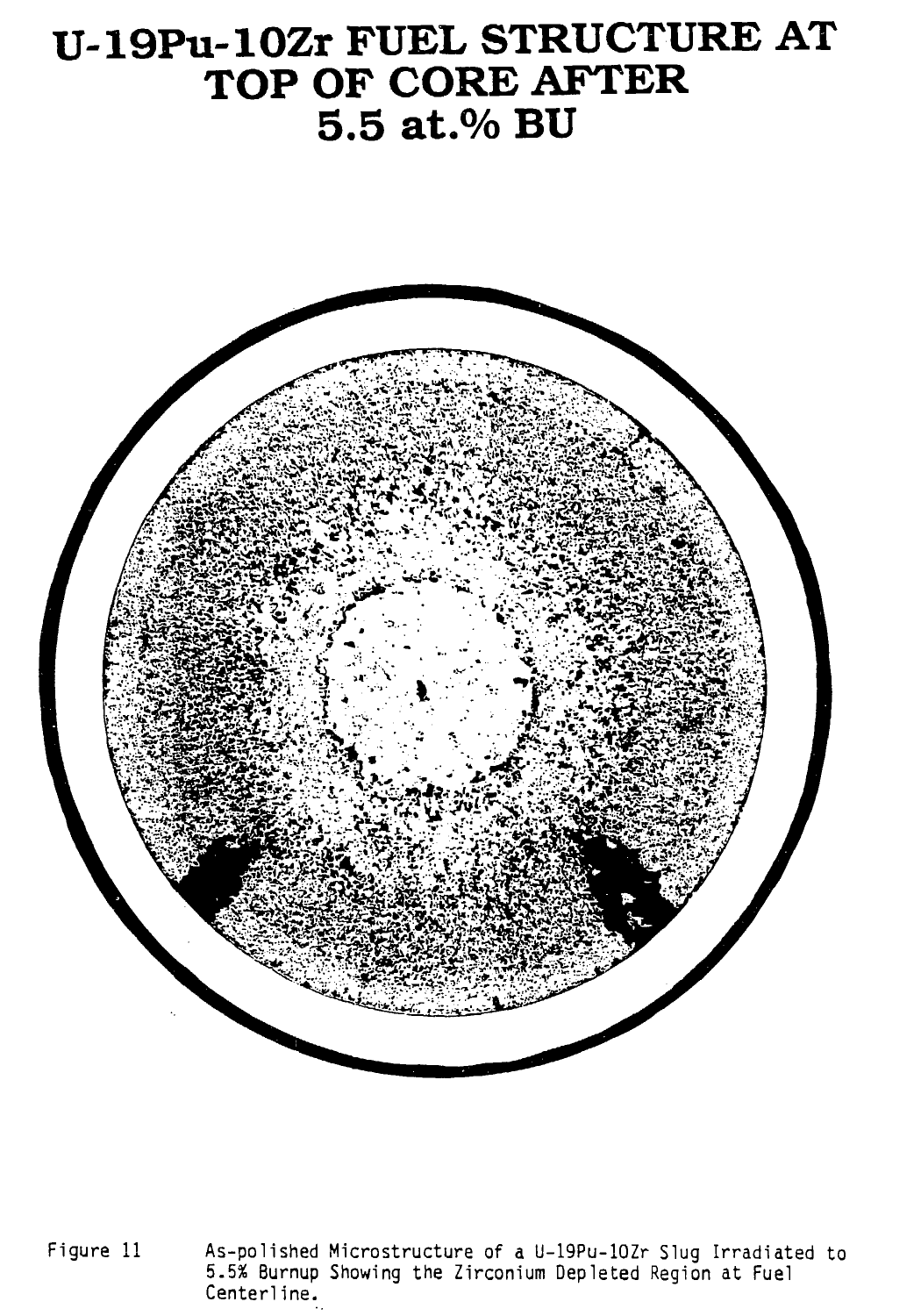# U-19Pu-10Zr FUEL STRUCTURE AT TOP OF CORE AFTER 5.5 at.% BU

Figure 11 As-polished Microstructure of a U-19Pu-10Zr Slug Irradiated to 5.5% Burnup Showing the Zirconium Depleted Region at Fuel Centerline.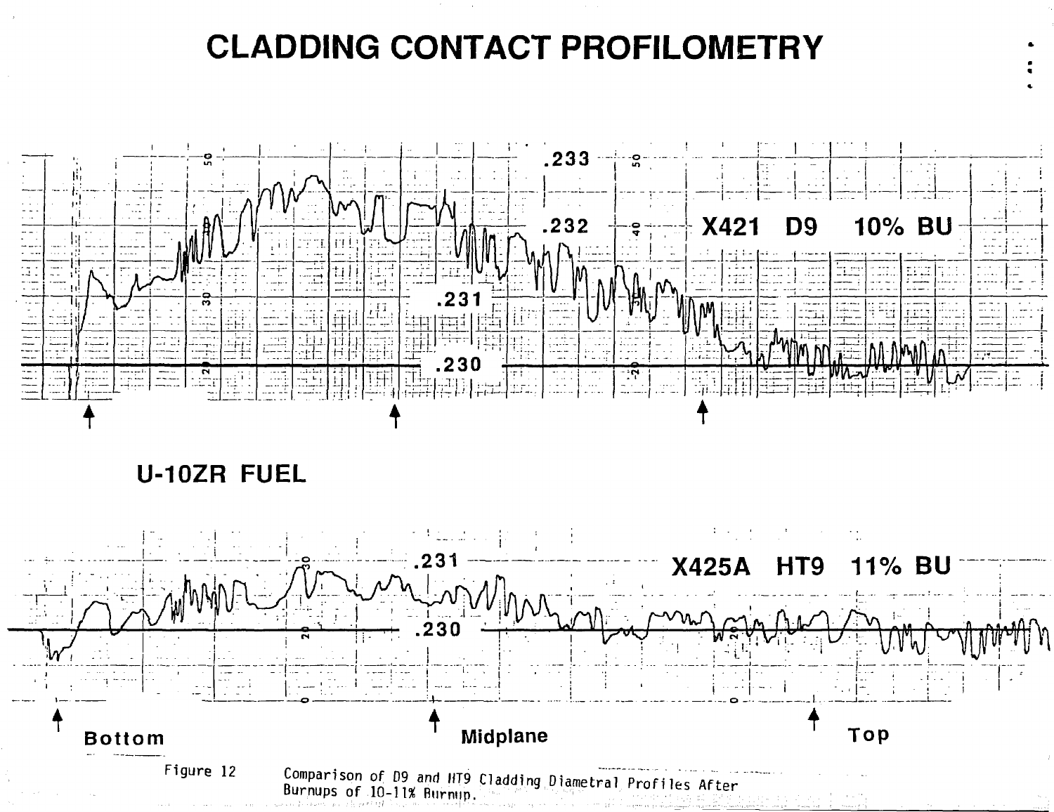# CLADDING CONTACT PROFILOMETRY

.233

.232

X421 D9 10% BU

.231

.230

U-10ZR FUEL

.231

X425A HT9 11% BU

.230

Bottom

Midplane

Top

Figure 12 Comparison of D9 and HT9 Cladding Diametral Profiles After Burnups of 10-11% Burnup.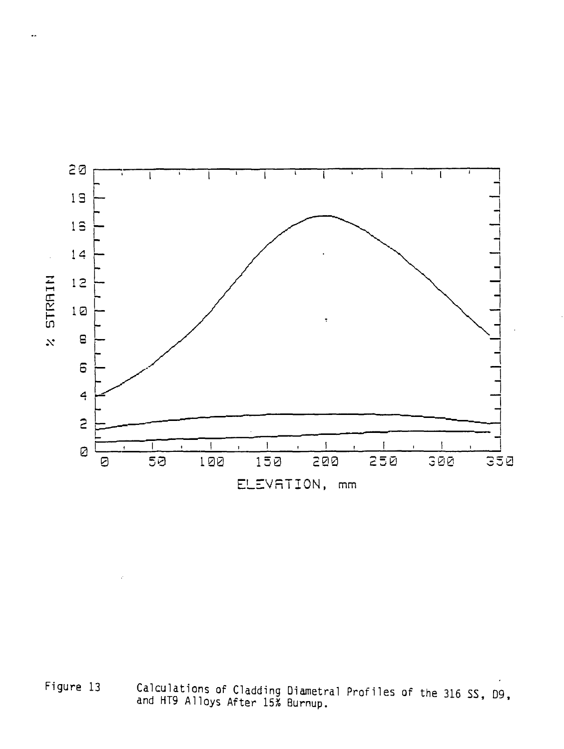20

18

16

14

12

10

8

6

4

2

0

% STRAIN

0 50 100 150 200 250 300 350

ELEVATION, mm

Figure 13 Calculations of Cladding Diametral Profiles of the 316 SS, D9, and HT9 Alloys After 15% Burnup.